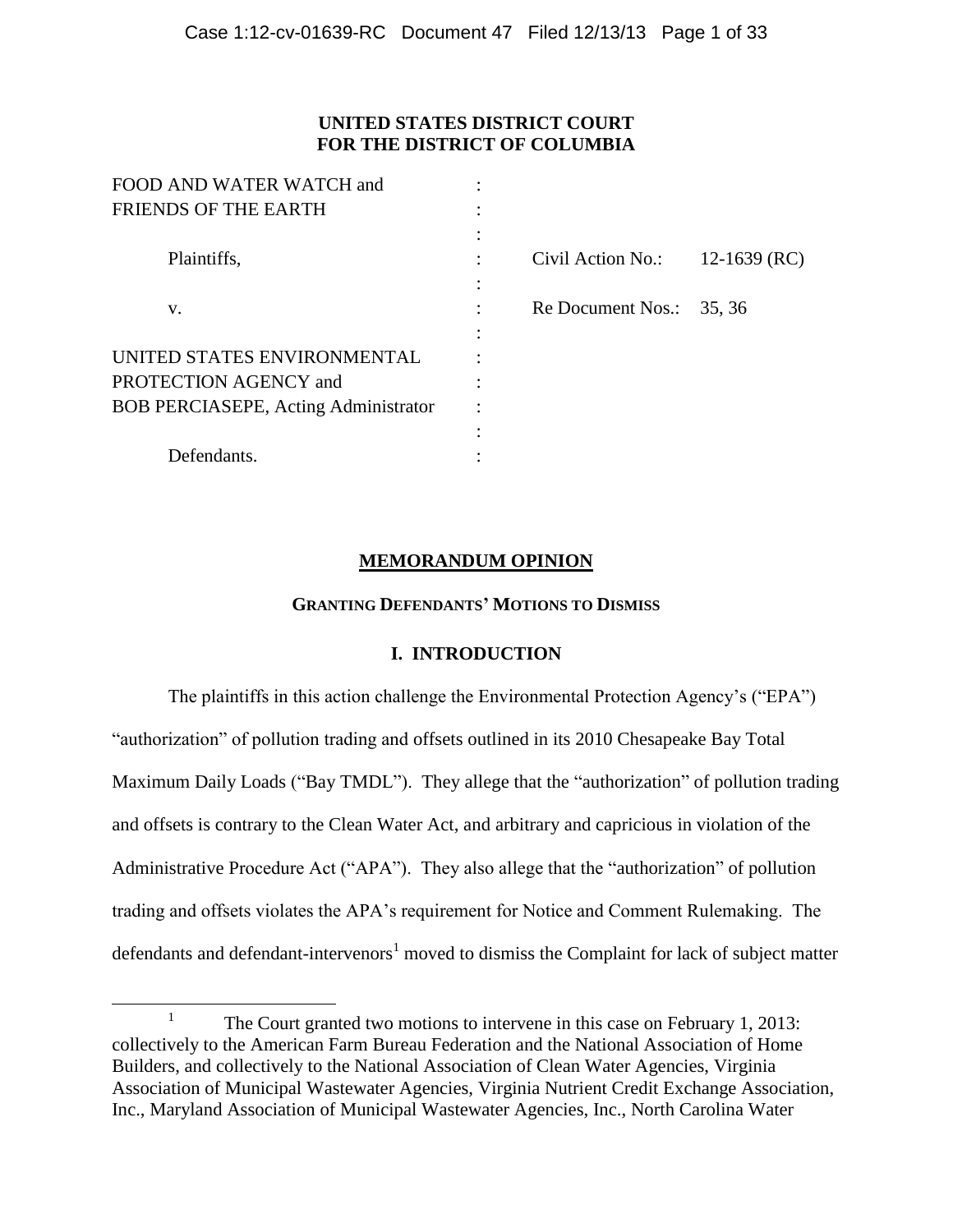**UNITED STATES DISTRICT COURT**
**FOR THE DISTRICT OF COLUMBIA**

| | | |
|---|---|---|
| FOOD AND WATER WATCH and FRIENDS OF THE EARTH | : | |
| Plaintiffs, | : | Civil Action No.: 12-1639 (RC) |
| v. | : | Re Document Nos.: 35, 36 |
| UNITED STATES ENVIRONMENTAL PROTECTION AGENCY and BOB PERCIASEPE, Acting Administrator | : | |
| Defendants. | : | |

# MEMORANDUM OPINION

## GRANTING DEFENDANTS' MOTIONS TO DISMISS

## I. INTRODUCTION

The plaintiffs in this action challenge the Environmental Protection Agency's ("EPA") "authorization" of pollution trading and offsets outlined in its 2010 Chesapeake Bay Total Maximum Daily Loads ("Bay TMDL"). They allege that the "authorization" of pollution trading and offsets is contrary to the Clean Water Act, and arbitrary and capricious in violation of the Administrative Procedure Act ("APA"). They also allege that the "authorization" of pollution trading and offsets violates the APA's requirement for Notice and Comment Rulemaking. The defendants and defendant-intervenors[1] moved to dismiss the Complaint for lack of subject matter

[1] The Court granted two motions to intervene in this case on February 1, 2013: collectively to the American Farm Bureau Federation and the National Association of Home Builders, and collectively to the National Association of Clean Water Agencies, Virginia Association of Municipal Wastewater Agencies, Virginia Nutrient Credit Exchange Association, Inc., Maryland Association of Municipal Wastewater Agencies, Inc., North Carolina Water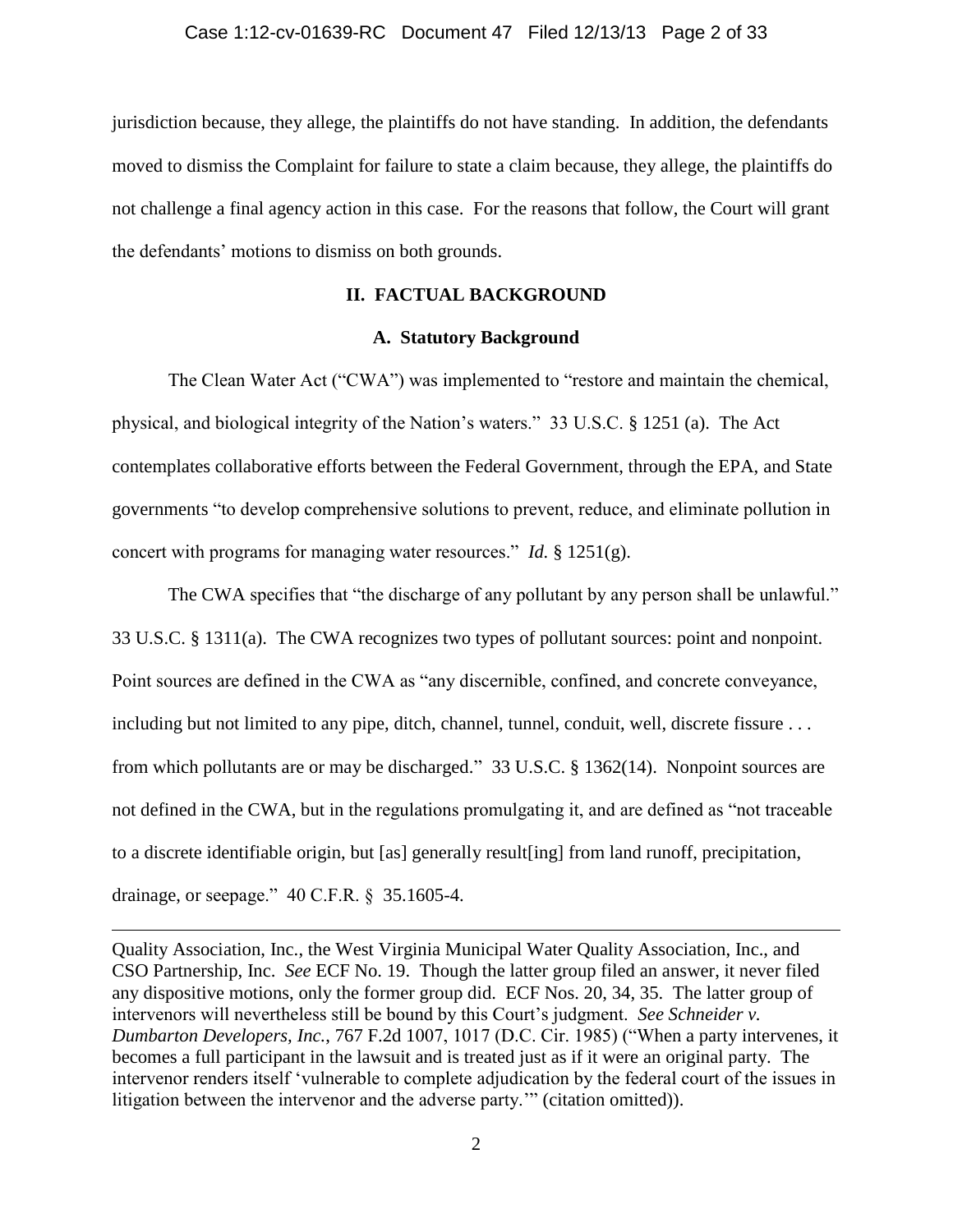jurisdiction because, they allege, the plaintiffs do not have standing. In addition, the defendants moved to dismiss the Complaint for failure to state a claim because, they allege, the plaintiffs do not challenge a final agency action in this case. For the reasons that follow, the Court will grant the defendants' motions to dismiss on both grounds.

## II. FACTUAL BACKGROUND

### A. Statutory Background

The Clean Water Act ("CWA") was implemented to "restore and maintain the chemical, physical, and biological integrity of the Nation's waters." 33 U.S.C. § 1251 (a). The Act contemplates collaborative efforts between the Federal Government, through the EPA, and State governments "to develop comprehensive solutions to prevent, reduce, and eliminate pollution in concert with programs for managing water resources." *Id.* § 1251(g).

The CWA specifies that "the discharge of any pollutant by any person shall be unlawful." 33 U.S.C. § 1311(a). The CWA recognizes two types of pollutant sources: point and nonpoint. Point sources are defined in the CWA as "any discernible, confined, and concrete conveyance, including but not limited to any pipe, ditch, channel, tunnel, conduit, well, discrete fissure . . . from which pollutants are or may be discharged." 33 U.S.C. § 1362(14). Nonpoint sources are not defined in the CWA, but in the regulations promulgating it, and are defined as "not traceable to a discrete identifiable origin, but [as] generally result[ing] from land runoff, precipitation, drainage, or seepage." 40 C.F.R. § 35.1605-4.

---

Quality Association, Inc., the West Virginia Municipal Water Quality Association, Inc., and CSO Partnership, Inc. *See* ECF No. 19. Though the latter group filed an answer, it never filed any dispositive motions, only the former group did. ECF Nos. 20, 34, 35. The latter group of intervenors will nevertheless still be bound by this Court's judgment. *See Schneider v. Dumbarton Developers, Inc.*, 767 F.2d 1007, 1017 (D.C. Cir. 1985) ("When a party intervenes, it becomes a full participant in the lawsuit and is treated just as if it were an original party. The intervenor renders itself 'vulnerable to complete adjudication by the federal court of the issues in litigation between the intervenor and the adverse party.'" (citation omitted)).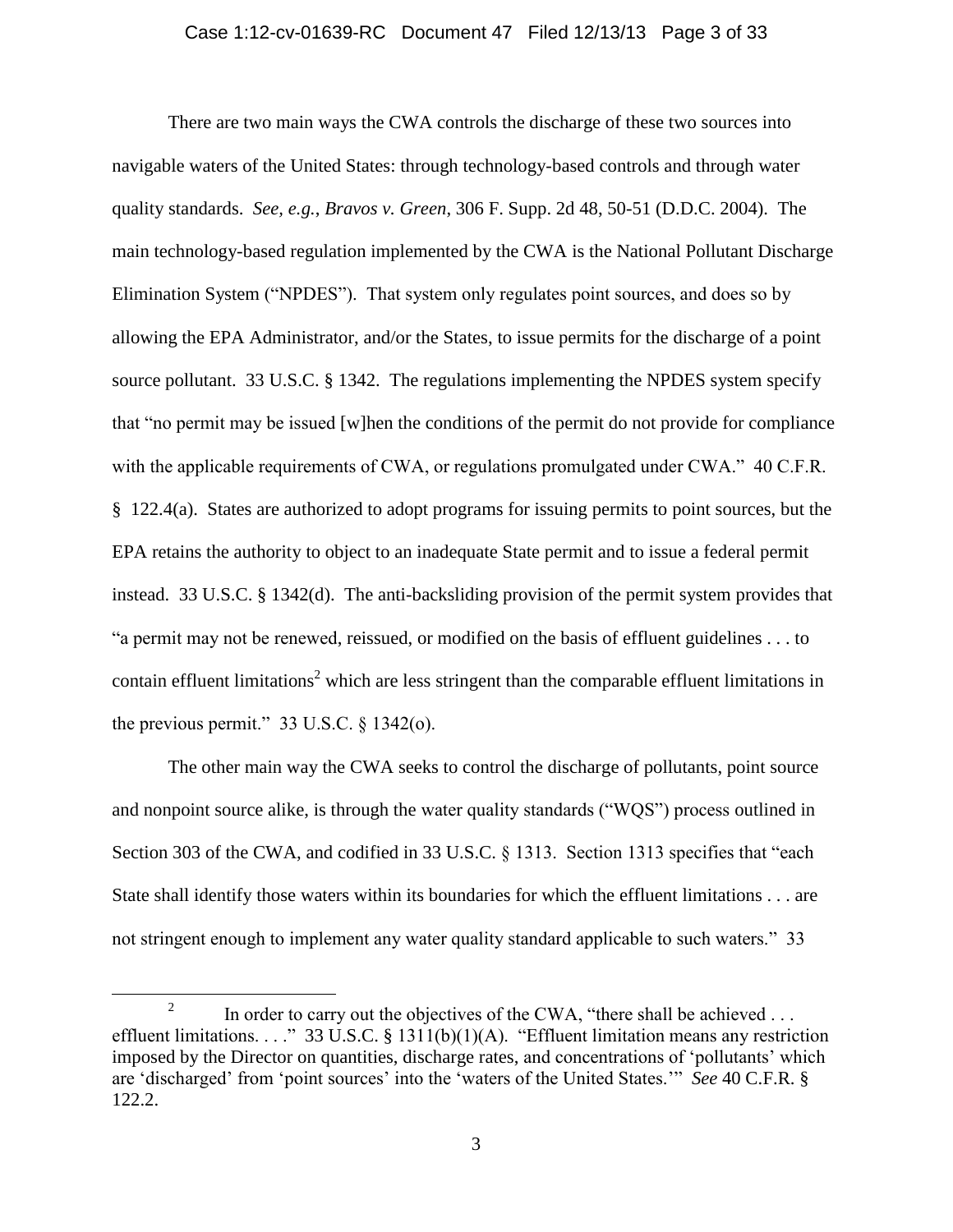There are two main ways the CWA controls the discharge of these two sources into navigable waters of the United States: through technology-based controls and through water quality standards. *See, e.g.*, *Bravos v. Green*, 306 F. Supp. 2d 48, 50-51 (D.D.C. 2004). The main technology-based regulation implemented by the CWA is the National Pollutant Discharge Elimination System ("NPDES"). That system only regulates point sources, and does so by allowing the EPA Administrator, and/or the States, to issue permits for the discharge of a point source pollutant. 33 U.S.C. § 1342. The regulations implementing the NPDES system specify that "no permit may be issued [w]hen the conditions of the permit do not provide for compliance with the applicable requirements of CWA, or regulations promulgated under CWA." 40 C.F.R. § 122.4(a). States are authorized to adopt programs for issuing permits to point sources, but the EPA retains the authority to object to an inadequate State permit and to issue a federal permit instead. 33 U.S.C. § 1342(d). The anti-backsliding provision of the permit system provides that "a permit may not be renewed, reissued, or modified on the basis of effluent guidelines . . . to contain effluent limitations[2] which are less stringent than the comparable effluent limitations in the previous permit." 33 U.S.C. § 1342(o).

The other main way the CWA seeks to control the discharge of pollutants, point source and nonpoint source alike, is through the water quality standards ("WQS") process outlined in Section 303 of the CWA, and codified in 33 U.S.C. § 1313. Section 1313 specifies that "each State shall identify those waters within its boundaries for which the effluent limitations . . . are not stringent enough to implement any water quality standard applicable to such waters." 33

---

[2] In order to carry out the objectives of the CWA, "there shall be achieved . . . effluent limitations. . . ." 33 U.S.C. § 1311(b)(1)(A). "Effluent limitation means any restriction imposed by the Director on quantities, discharge rates, and concentrations of 'pollutants' which are 'discharged' from 'point sources' into the 'waters of the United States.'" *See* 40 C.F.R. § 122.2.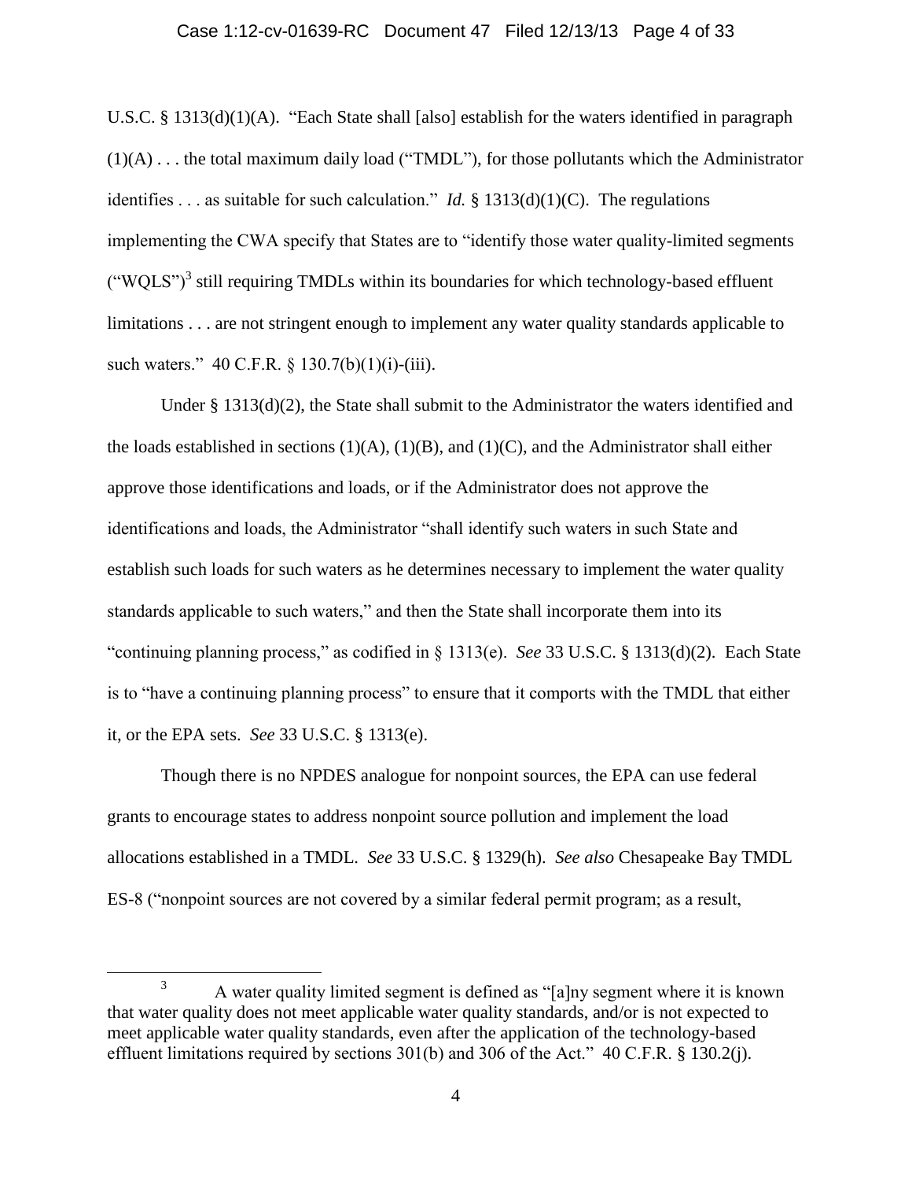U.S.C. § 1313(d)(1)(A). "Each State shall [also] establish for the waters identified in paragraph (1)(A) . . . the total maximum daily load ("TMDL"), for those pollutants which the Administrator identifies . . . as suitable for such calculation." *Id.* § 1313(d)(1)(C). The regulations implementing the CWA specify that States are to "identify those water quality-limited segments ("WQLS")[3] still requiring TMDLs within its boundaries for which technology-based effluent limitations . . . are not stringent enough to implement any water quality standards applicable to such waters." 40 C.F.R. § 130.7(b)(1)(i)-(iii).

Under § 1313(d)(2), the State shall submit to the Administrator the waters identified and the loads established in sections (1)(A), (1)(B), and (1)(C), and the Administrator shall either approve those identifications and loads, or if the Administrator does not approve the identifications and loads, the Administrator "shall identify such waters in such State and establish such loads for such waters as he determines necessary to implement the water quality standards applicable to such waters," and then the State shall incorporate them into its "continuing planning process," as codified in § 1313(e). *See* 33 U.S.C. § 1313(d)(2). Each State is to "have a continuing planning process" to ensure that it comports with the TMDL that either it, or the EPA sets. *See* 33 U.S.C. § 1313(e).

Though there is no NPDES analogue for nonpoint sources, the EPA can use federal grants to encourage states to address nonpoint source pollution and implement the load allocations established in a TMDL. *See* 33 U.S.C. § 1329(h). *See also* Chesapeake Bay TMDL ES-8 ("nonpoint sources are not covered by a similar federal permit program; as a result,

---

[3] A water quality limited segment is defined as "[a]ny segment where it is known that water quality does not meet applicable water quality standards, and/or is not expected to meet applicable water quality standards, even after the application of the technology-based effluent limitations required by sections 301(b) and 306 of the Act." 40 C.F.R. § 130.2(j).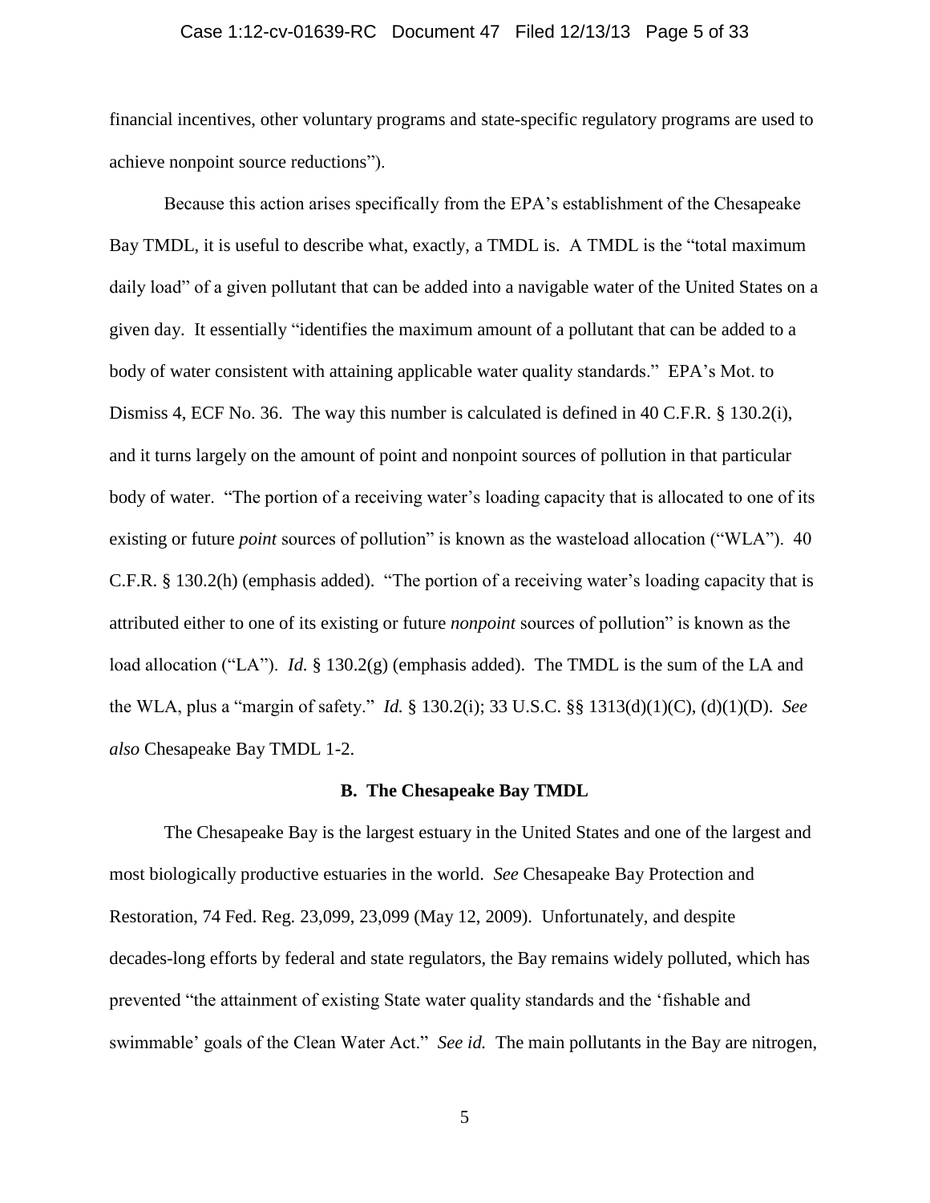financial incentives, other voluntary programs and state-specific regulatory programs are used to achieve nonpoint source reductions").

Because this action arises specifically from the EPA's establishment of the Chesapeake Bay TMDL, it is useful to describe what, exactly, a TMDL is. A TMDL is the "total maximum daily load" of a given pollutant that can be added into a navigable water of the United States on a given day. It essentially "identifies the maximum amount of a pollutant that can be added to a body of water consistent with attaining applicable water quality standards." EPA's Mot. to Dismiss 4, ECF No. 36. The way this number is calculated is defined in 40 C.F.R. § 130.2(i), and it turns largely on the amount of point and nonpoint sources of pollution in that particular body of water. "The portion of a receiving water's loading capacity that is allocated to one of its existing or future *point* sources of pollution" is known as the wasteload allocation ("WLA"). 40 C.F.R. § 130.2(h) (emphasis added). "The portion of a receiving water's loading capacity that is attributed either to one of its existing or future *nonpoint* sources of pollution" is known as the load allocation ("LA"). *Id.* § 130.2(g) (emphasis added). The TMDL is the sum of the LA and the WLA, plus a "margin of safety." *Id.* § 130.2(i); 33 U.S.C. §§ 1313(d)(1)(C), (d)(1)(D). *See also* Chesapeake Bay TMDL 1-2.

### B. The Chesapeake Bay TMDL

The Chesapeake Bay is the largest estuary in the United States and one of the largest and most biologically productive estuaries in the world. *See* Chesapeake Bay Protection and Restoration, 74 Fed. Reg. 23,099, 23,099 (May 12, 2009). Unfortunately, and despite decades-long efforts by federal and state regulators, the Bay remains widely polluted, which has prevented "the attainment of existing State water quality standards and the 'fishable and swimmable' goals of the Clean Water Act." *See id.* The main pollutants in the Bay are nitrogen,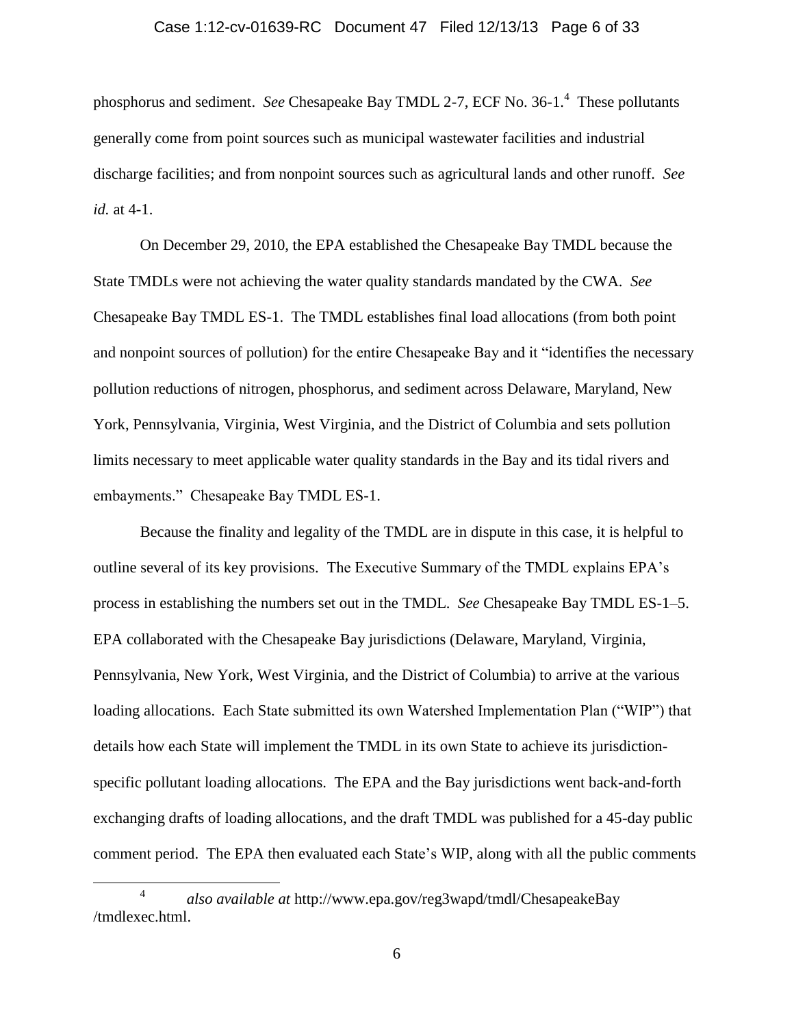phosphorus and sediment. *See* Chesapeake Bay TMDL 2-7, ECF No. 36-1.[4] These pollutants generally come from point sources such as municipal wastewater facilities and industrial discharge facilities; and from nonpoint sources such as agricultural lands and other runoff. *See id.* at 4-1.

On December 29, 2010, the EPA established the Chesapeake Bay TMDL because the State TMDLs were not achieving the water quality standards mandated by the CWA. *See* Chesapeake Bay TMDL ES-1. The TMDL establishes final load allocations (from both point and nonpoint sources of pollution) for the entire Chesapeake Bay and it "identifies the necessary pollution reductions of nitrogen, phosphorus, and sediment across Delaware, Maryland, New York, Pennsylvania, Virginia, West Virginia, and the District of Columbia and sets pollution limits necessary to meet applicable water quality standards in the Bay and its tidal rivers and embayments." Chesapeake Bay TMDL ES-1.

Because the finality and legality of the TMDL are in dispute in this case, it is helpful to outline several of its key provisions. The Executive Summary of the TMDL explains EPA's process in establishing the numbers set out in the TMDL. *See* Chesapeake Bay TMDL ES-1–5. EPA collaborated with the Chesapeake Bay jurisdictions (Delaware, Maryland, Virginia, Pennsylvania, New York, West Virginia, and the District of Columbia) to arrive at the various loading allocations. Each State submitted its own Watershed Implementation Plan ("WIP") that details how each State will implement the TMDL in its own State to achieve its jurisdiction-specific pollutant loading allocations. The EPA and the Bay jurisdictions went back-and-forth exchanging drafts of loading allocations, and the draft TMDL was published for a 45-day public comment period. The EPA then evaluated each State's WIP, along with all the public comments

[4] *also available at* http://www.epa.gov/reg3wapd/tmdl/ChesapeakeBay /tmdlexec.html.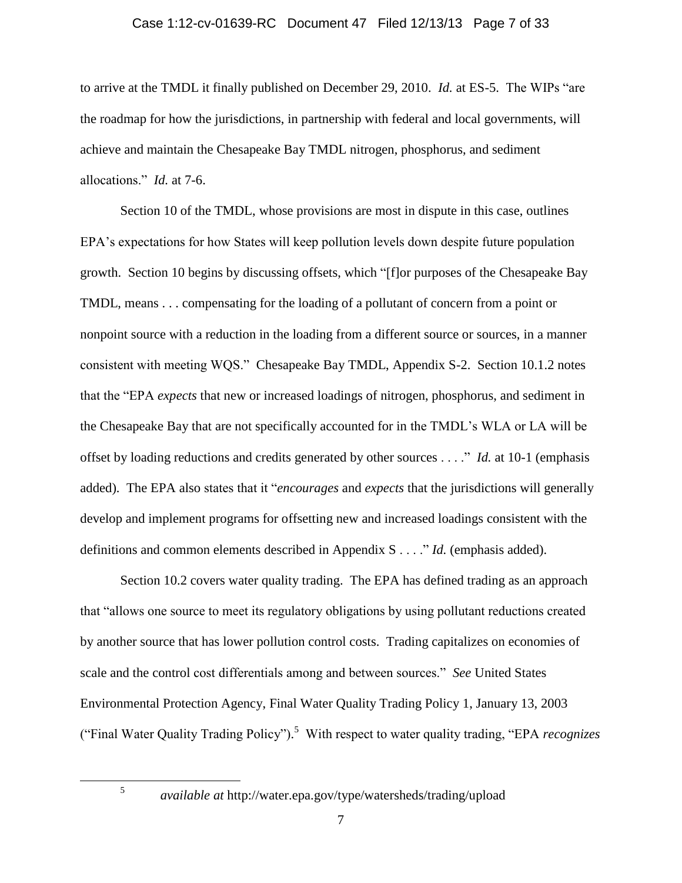to arrive at the TMDL it finally published on December 29, 2010. *Id.* at ES-5. The WIPs "are the roadmap for how the jurisdictions, in partnership with federal and local governments, will achieve and maintain the Chesapeake Bay TMDL nitrogen, phosphorus, and sediment allocations." *Id.* at 7-6.

Section 10 of the TMDL, whose provisions are most in dispute in this case, outlines EPA's expectations for how States will keep pollution levels down despite future population growth. Section 10 begins by discussing offsets, which "[f]or purposes of the Chesapeake Bay TMDL, means . . . compensating for the loading of a pollutant of concern from a point or nonpoint source with a reduction in the loading from a different source or sources, in a manner consistent with meeting WQS." Chesapeake Bay TMDL, Appendix S-2. Section 10.1.2 notes that the "EPA *expects* that new or increased loadings of nitrogen, phosphorus, and sediment in the Chesapeake Bay that are not specifically accounted for in the TMDL's WLA or LA will be offset by loading reductions and credits generated by other sources . . . ." *Id.* at 10-1 (emphasis added). The EPA also states that it "*encourages* and *expects* that the jurisdictions will generally develop and implement programs for offsetting new and increased loadings consistent with the definitions and common elements described in Appendix S . . . ." *Id.* (emphasis added).

Section 10.2 covers water quality trading. The EPA has defined trading as an approach that "allows one source to meet its regulatory obligations by using pollutant reductions created by another source that has lower pollution control costs. Trading capitalizes on economies of scale and the control cost differentials among and between sources." *See* United States Environmental Protection Agency, Final Water Quality Trading Policy 1, January 13, 2003 ("Final Water Quality Trading Policy").[5] With respect to water quality trading, "EPA *recognizes*

---

[5] *available at* http://water.epa.gov/type/watersheds/trading/upload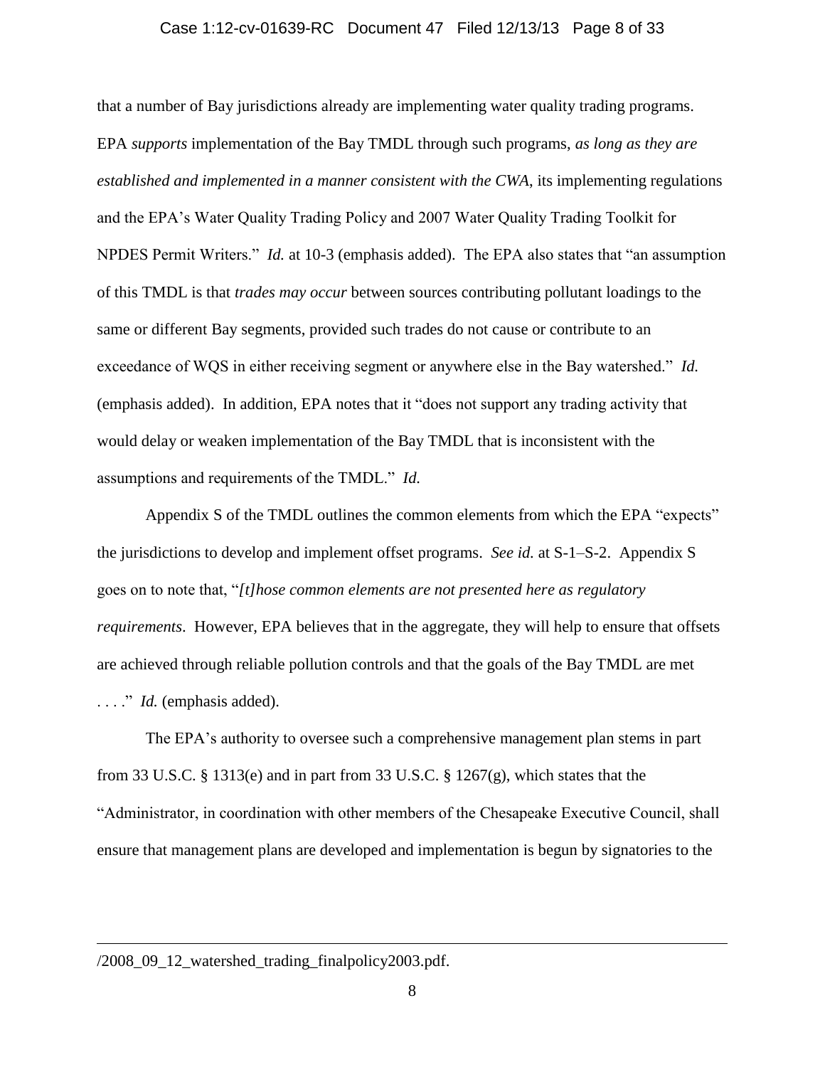that a number of Bay jurisdictions already are implementing water quality trading programs. EPA *supports* implementation of the Bay TMDL through such programs, *as long as they are established and implemented in a manner consistent with the CWA*, its implementing regulations and the EPA's Water Quality Trading Policy and 2007 Water Quality Trading Toolkit for NPDES Permit Writers." *Id.* at 10-3 (emphasis added). The EPA also states that "an assumption of this TMDL is that *trades may occur* between sources contributing pollutant loadings to the same or different Bay segments, provided such trades do not cause or contribute to an exceedance of WQS in either receiving segment or anywhere else in the Bay watershed." *Id.* (emphasis added). In addition, EPA notes that it "does not support any trading activity that would delay or weaken implementation of the Bay TMDL that is inconsistent with the assumptions and requirements of the TMDL." *Id.*

Appendix S of the TMDL outlines the common elements from which the EPA "expects" the jurisdictions to develop and implement offset programs. *See id.* at S-1–S-2. Appendix S goes on to note that, "*[t]hose common elements are not presented here as regulatory requirements*. However, EPA believes that in the aggregate, they will help to ensure that offsets are achieved through reliable pollution controls and that the goals of the Bay TMDL are met . . . ." *Id.* (emphasis added).

The EPA's authority to oversee such a comprehensive management plan stems in part from 33 U.S.C. § 1313(e) and in part from 33 U.S.C. § 1267(g), which states that the "Administrator, in coordination with other members of the Chesapeake Executive Council, shall ensure that management plans are developed and implementation is begun by signatories to the

---

/2008_09_12_watershed_trading_finalpolicy2003.pdf.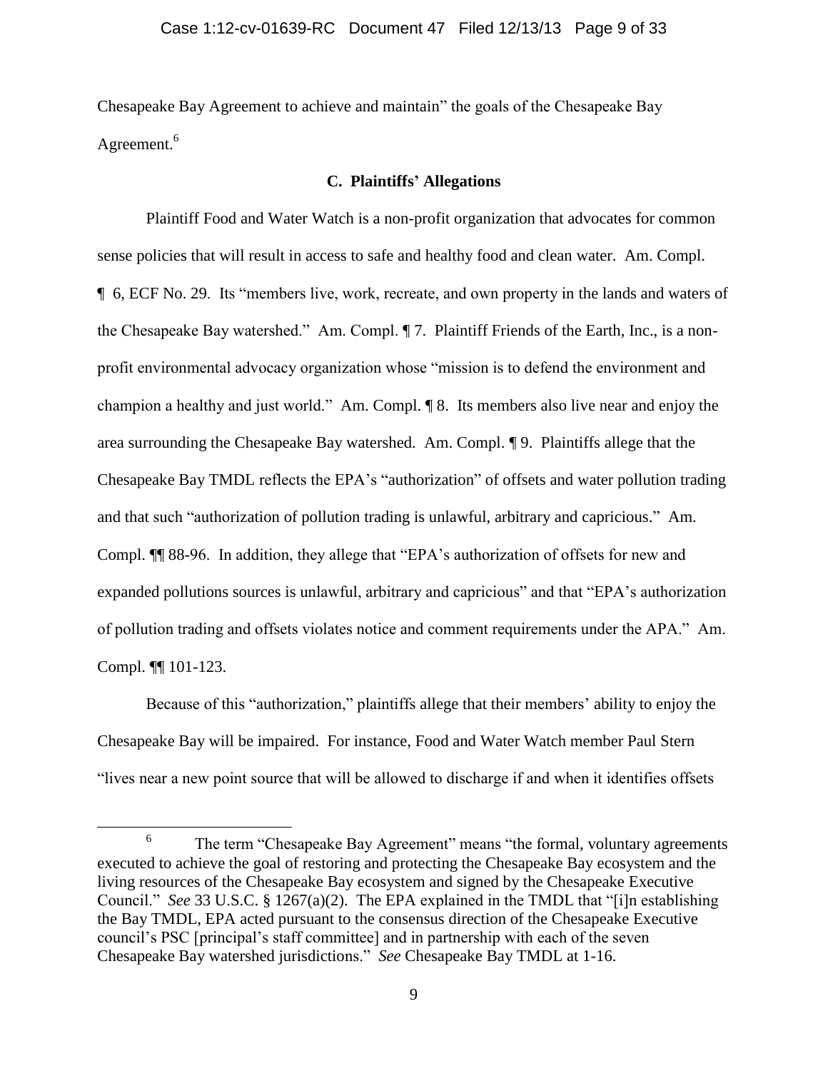Chesapeake Bay Agreement to achieve and maintain" the goals of the Chesapeake Bay Agreement.[6]

### C. Plaintiffs' Allegations

Plaintiff Food and Water Watch is a non-profit organization that advocates for common sense policies that will result in access to safe and healthy food and clean water. Am. Compl. ¶ 6, ECF No. 29. Its "members live, work, recreate, and own property in the lands and waters of the Chesapeake Bay watershed." Am. Compl. ¶ 7. Plaintiff Friends of the Earth, Inc., is a non-profit environmental advocacy organization whose "mission is to defend the environment and champion a healthy and just world." Am. Compl. ¶ 8. Its members also live near and enjoy the area surrounding the Chesapeake Bay watershed. Am. Compl. ¶ 9. Plaintiffs allege that the Chesapeake Bay TMDL reflects the EPA's "authorization" of offsets and water pollution trading and that such "authorization of pollution trading is unlawful, arbitrary and capricious." Am. Compl. ¶¶ 88-96. In addition, they allege that "EPA's authorization of offsets for new and expanded pollutions sources is unlawful, arbitrary and capricious" and that "EPA's authorization of pollution trading and offsets violates notice and comment requirements under the APA." Am. Compl. ¶¶ 101-123.

Because of this "authorization," plaintiffs allege that their members' ability to enjoy the Chesapeake Bay will be impaired. For instance, Food and Water Watch member Paul Stern "lives near a new point source that will be allowed to discharge if and when it identifies offsets

---

[6] The term "Chesapeake Bay Agreement" means "the formal, voluntary agreements executed to achieve the goal of restoring and protecting the Chesapeake Bay ecosystem and the living resources of the Chesapeake Bay ecosystem and signed by the Chesapeake Executive Council." *See* 33 U.S.C. § 1267(a)(2). The EPA explained in the TMDL that "[i]n establishing the Bay TMDL, EPA acted pursuant to the consensus direction of the Chesapeake Executive council's PSC [principal's staff committee] and in partnership with each of the seven Chesapeake Bay watershed jurisdictions." *See* Chesapeake Bay TMDL at 1-16.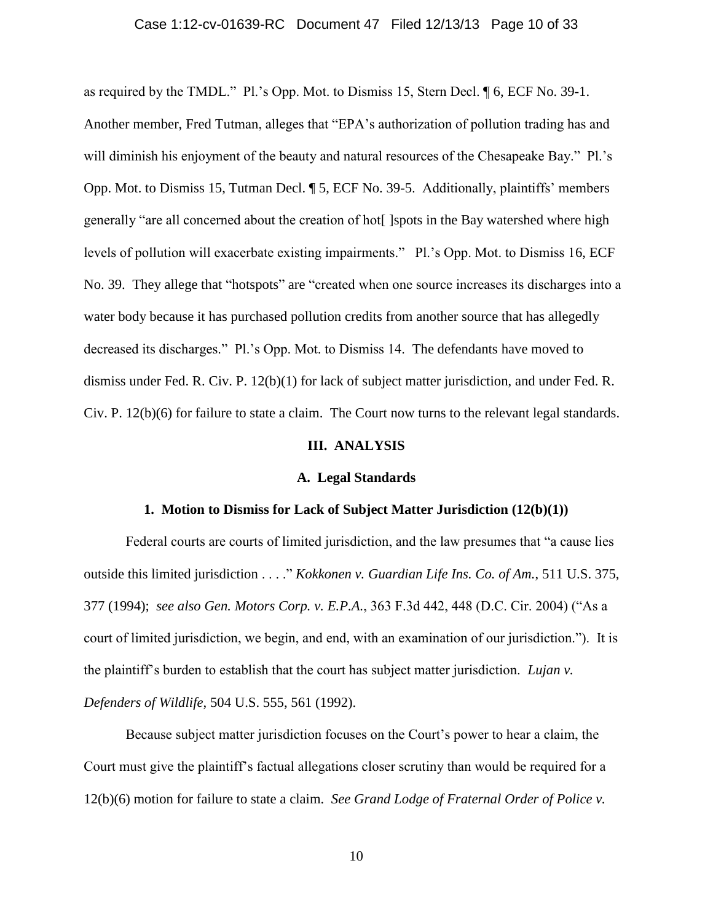as required by the TMDL." Pl.'s Opp. Mot. to Dismiss 15, Stern Decl. ¶ 6, ECF No. 39-1. Another member, Fred Tutman, alleges that "EPA's authorization of pollution trading has and will diminish his enjoyment of the beauty and natural resources of the Chesapeake Bay." Pl.'s Opp. Mot. to Dismiss 15, Tutman Decl. ¶ 5, ECF No. 39-5. Additionally, plaintiffs' members generally "are all concerned about the creation of hot[ ]spots in the Bay watershed where high levels of pollution will exacerbate existing impairments." Pl.'s Opp. Mot. to Dismiss 16, ECF No. 39. They allege that "hotspots" are "created when one source increases its discharges into a water body because it has purchased pollution credits from another source that has allegedly decreased its discharges." Pl.'s Opp. Mot. to Dismiss 14. The defendants have moved to dismiss under Fed. R. Civ. P. 12(b)(1) for lack of subject matter jurisdiction, and under Fed. R. Civ. P. 12(b)(6) for failure to state a claim. The Court now turns to the relevant legal standards.

## III. ANALYSIS

### A. Legal Standards

#### 1. Motion to Dismiss for Lack of Subject Matter Jurisdiction (12(b)(1))

Federal courts are courts of limited jurisdiction, and the law presumes that "a cause lies outside this limited jurisdiction . . . ." *Kokkonen v. Guardian Life Ins. Co. of Am.*, 511 U.S. 375, 377 (1994); *see also Gen. Motors Corp. v. E.P.A.*, 363 F.3d 442, 448 (D.C. Cir. 2004) ("As a court of limited jurisdiction, we begin, and end, with an examination of our jurisdiction."). It is the plaintiff's burden to establish that the court has subject matter jurisdiction. *Lujan v. Defenders of Wildlife*, 504 U.S. 555, 561 (1992).

Because subject matter jurisdiction focuses on the Court's power to hear a claim, the Court must give the plaintiff's factual allegations closer scrutiny than would be required for a 12(b)(6) motion for failure to state a claim. *See Grand Lodge of Fraternal Order of Police v.*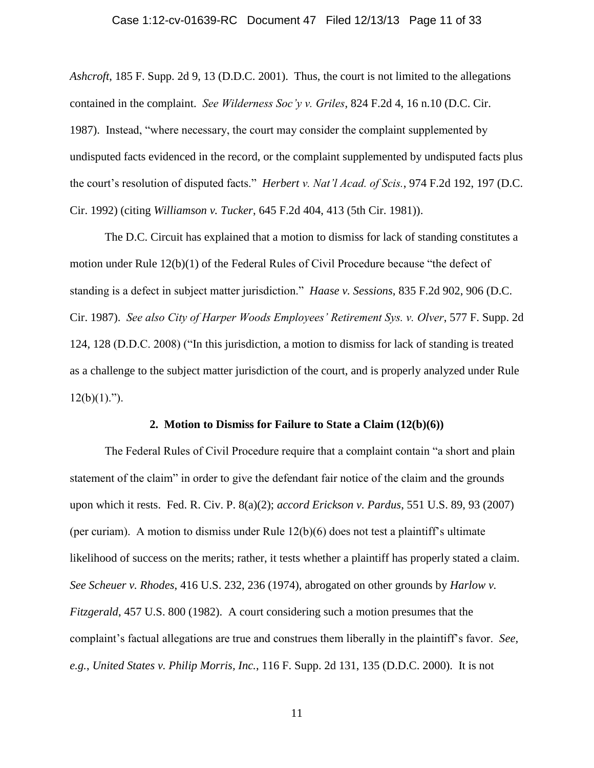*Ashcroft*, 185 F. Supp. 2d 9, 13 (D.D.C. 2001). Thus, the court is not limited to the allegations contained in the complaint. *See Wilderness Soc'y v. Griles*, 824 F.2d 4, 16 n.10 (D.C. Cir. 1987). Instead, "where necessary, the court may consider the complaint supplemented by undisputed facts evidenced in the record, or the complaint supplemented by undisputed facts plus the court's resolution of disputed facts." *Herbert v. Nat'l Acad. of Scis.*, 974 F.2d 192, 197 (D.C. Cir. 1992) (citing *Williamson v. Tucker*, 645 F.2d 404, 413 (5th Cir. 1981)).

The D.C. Circuit has explained that a motion to dismiss for lack of standing constitutes a motion under Rule 12(b)(1) of the Federal Rules of Civil Procedure because "the defect of standing is a defect in subject matter jurisdiction." *Haase v. Sessions*, 835 F.2d 902, 906 (D.C. Cir. 1987). *See also City of Harper Woods Employees' Retirement Sys. v. Olver*, 577 F. Supp. 2d 124, 128 (D.D.C. 2008) ("In this jurisdiction, a motion to dismiss for lack of standing is treated as a challenge to the subject matter jurisdiction of the court, and is properly analyzed under Rule 12(b)(1).").

**2. Motion to Dismiss for Failure to State a Claim (12(b)(6))**

The Federal Rules of Civil Procedure require that a complaint contain "a short and plain statement of the claim" in order to give the defendant fair notice of the claim and the grounds upon which it rests. Fed. R. Civ. P. 8(a)(2); *accord Erickson v. Pardus*, 551 U.S. 89, 93 (2007) (per curiam). A motion to dismiss under Rule 12(b)(6) does not test a plaintiff's ultimate likelihood of success on the merits; rather, it tests whether a plaintiff has properly stated a claim. *See Scheuer v. Rhodes*, 416 U.S. 232, 236 (1974), abrogated on other grounds by *Harlow v. Fitzgerald*, 457 U.S. 800 (1982). A court considering such a motion presumes that the complaint's factual allegations are true and construes them liberally in the plaintiff's favor. *See, e.g.*, *United States v. Philip Morris, Inc.*, 116 F. Supp. 2d 131, 135 (D.D.C. 2000). It is not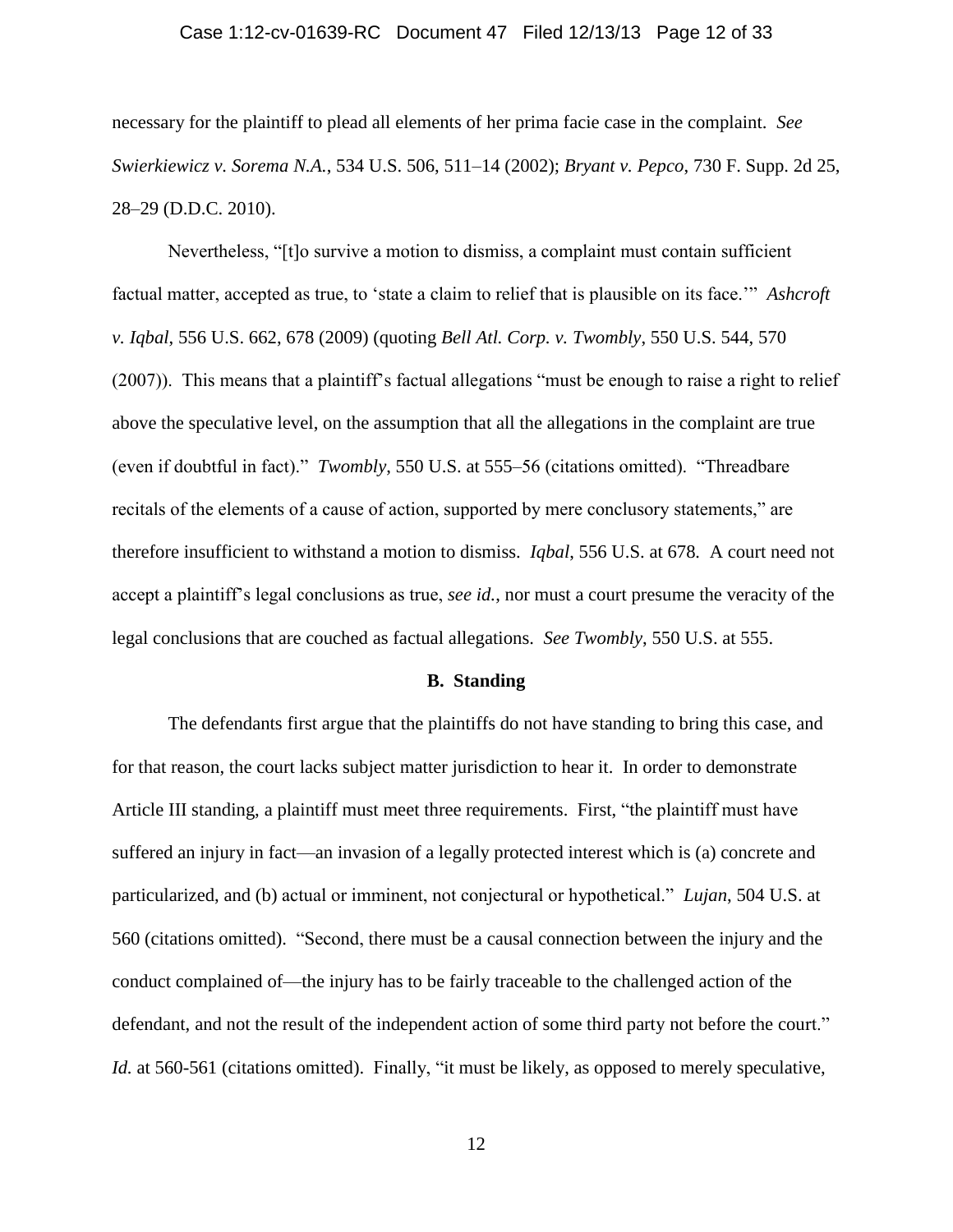necessary for the plaintiff to plead all elements of her prima facie case in the complaint. *See Swierkiewicz v. Sorema N.A.*, 534 U.S. 506, 511–14 (2002); *Bryant v. Pepco*, 730 F. Supp. 2d 25, 28–29 (D.D.C. 2010).

Nevertheless, "[t]o survive a motion to dismiss, a complaint must contain sufficient factual matter, accepted as true, to 'state a claim to relief that is plausible on its face.'" *Ashcroft v. Iqbal*, 556 U.S. 662, 678 (2009) (quoting *Bell Atl. Corp. v. Twombly*, 550 U.S. 544, 570 (2007)). This means that a plaintiff's factual allegations "must be enough to raise a right to relief above the speculative level, on the assumption that all the allegations in the complaint are true (even if doubtful in fact)." *Twombly*, 550 U.S. at 555–56 (citations omitted). "Threadbare recitals of the elements of a cause of action, supported by mere conclusory statements," are therefore insufficient to withstand a motion to dismiss. *Iqbal*, 556 U.S. at 678. A court need not accept a plaintiff's legal conclusions as true, *see id.*, nor must a court presume the veracity of the legal conclusions that are couched as factual allegations. *See Twombly*, 550 U.S. at 555.

**B. Standing**

The defendants first argue that the plaintiffs do not have standing to bring this case, and for that reason, the court lacks subject matter jurisdiction to hear it. In order to demonstrate Article III standing, a plaintiff must meet three requirements. First, "the plaintiff must have suffered an injury in fact—an invasion of a legally protected interest which is (a) concrete and particularized, and (b) actual or imminent, not conjectural or hypothetical." *Lujan*, 504 U.S. at 560 (citations omitted). "Second, there must be a causal connection between the injury and the conduct complained of—the injury has to be fairly traceable to the challenged action of the defendant, and not the result of the independent action of some third party not before the court." *Id.* at 560-561 (citations omitted). Finally, "it must be likely, as opposed to merely speculative,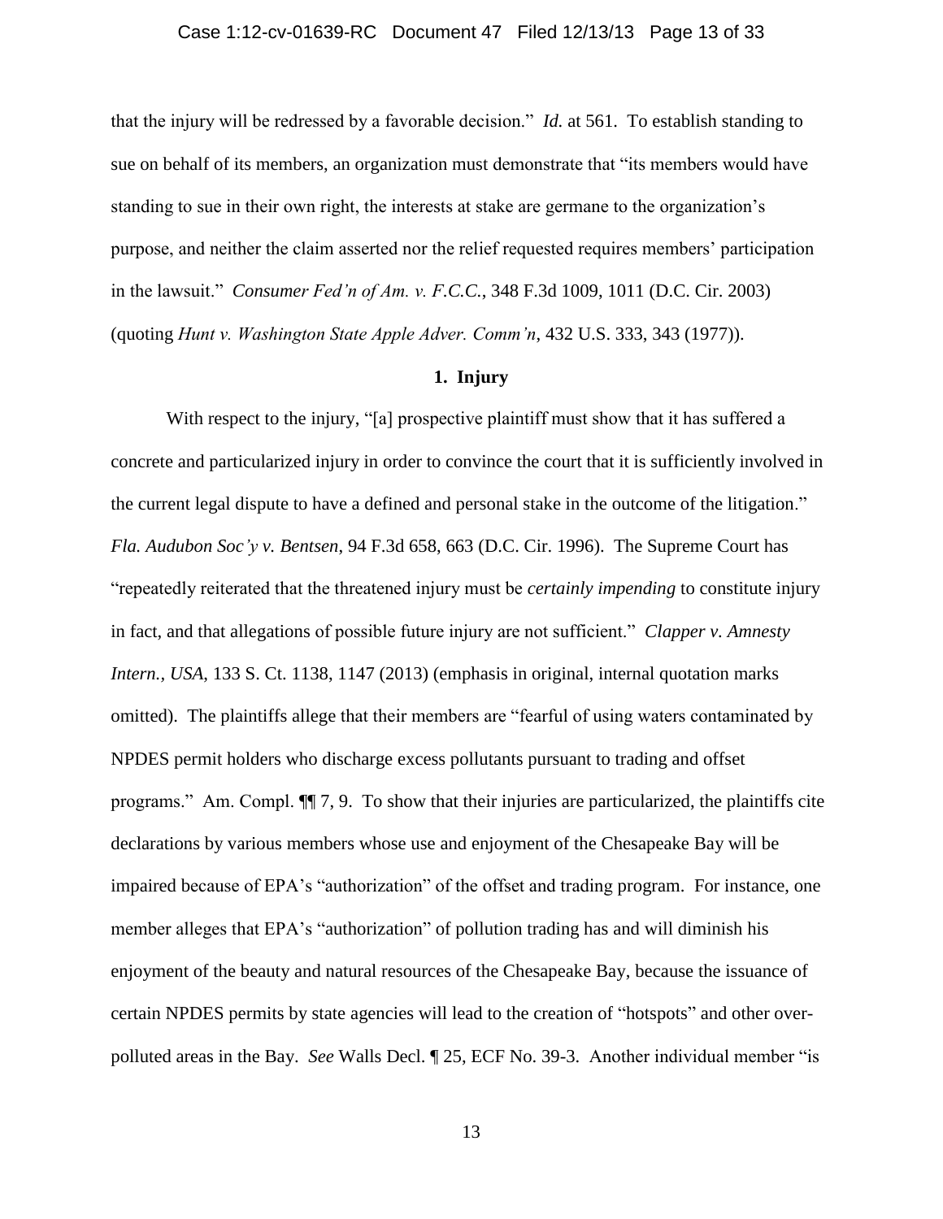that the injury will be redressed by a favorable decision." *Id.* at 561. To establish standing to sue on behalf of its members, an organization must demonstrate that "its members would have standing to sue in their own right, the interests at stake are germane to the organization's purpose, and neither the claim asserted nor the relief requested requires members' participation in the lawsuit." *Consumer Fed'n of Am. v. F.C.C.*, 348 F.3d 1009, 1011 (D.C. Cir. 2003) (quoting *Hunt v. Washington State Apple Adver. Comm'n*, 432 U.S. 333, 343 (1977)).

**1. Injury**

With respect to the injury, "[a] prospective plaintiff must show that it has suffered a concrete and particularized injury in order to convince the court that it is sufficiently involved in the current legal dispute to have a defined and personal stake in the outcome of the litigation." *Fla. Audubon Soc'y v. Bentsen*, 94 F.3d 658, 663 (D.C. Cir. 1996). The Supreme Court has "repeatedly reiterated that the threatened injury must be *certainly impending* to constitute injury in fact, and that allegations of possible future injury are not sufficient." *Clapper v. Amnesty Intern., USA*, 133 S. Ct. 1138, 1147 (2013) (emphasis in original, internal quotation marks omitted). The plaintiffs allege that their members are "fearful of using waters contaminated by NPDES permit holders who discharge excess pollutants pursuant to trading and offset programs." Am. Compl. ¶¶ 7, 9. To show that their injuries are particularized, the plaintiffs cite declarations by various members whose use and enjoyment of the Chesapeake Bay will be impaired because of EPA's "authorization" of the offset and trading program. For instance, one member alleges that EPA's "authorization" of pollution trading has and will diminish his enjoyment of the beauty and natural resources of the Chesapeake Bay, because the issuance of certain NPDES permits by state agencies will lead to the creation of "hotspots" and other over-polluted areas in the Bay. *See* Walls Decl. ¶ 25, ECF No. 39-3. Another individual member "is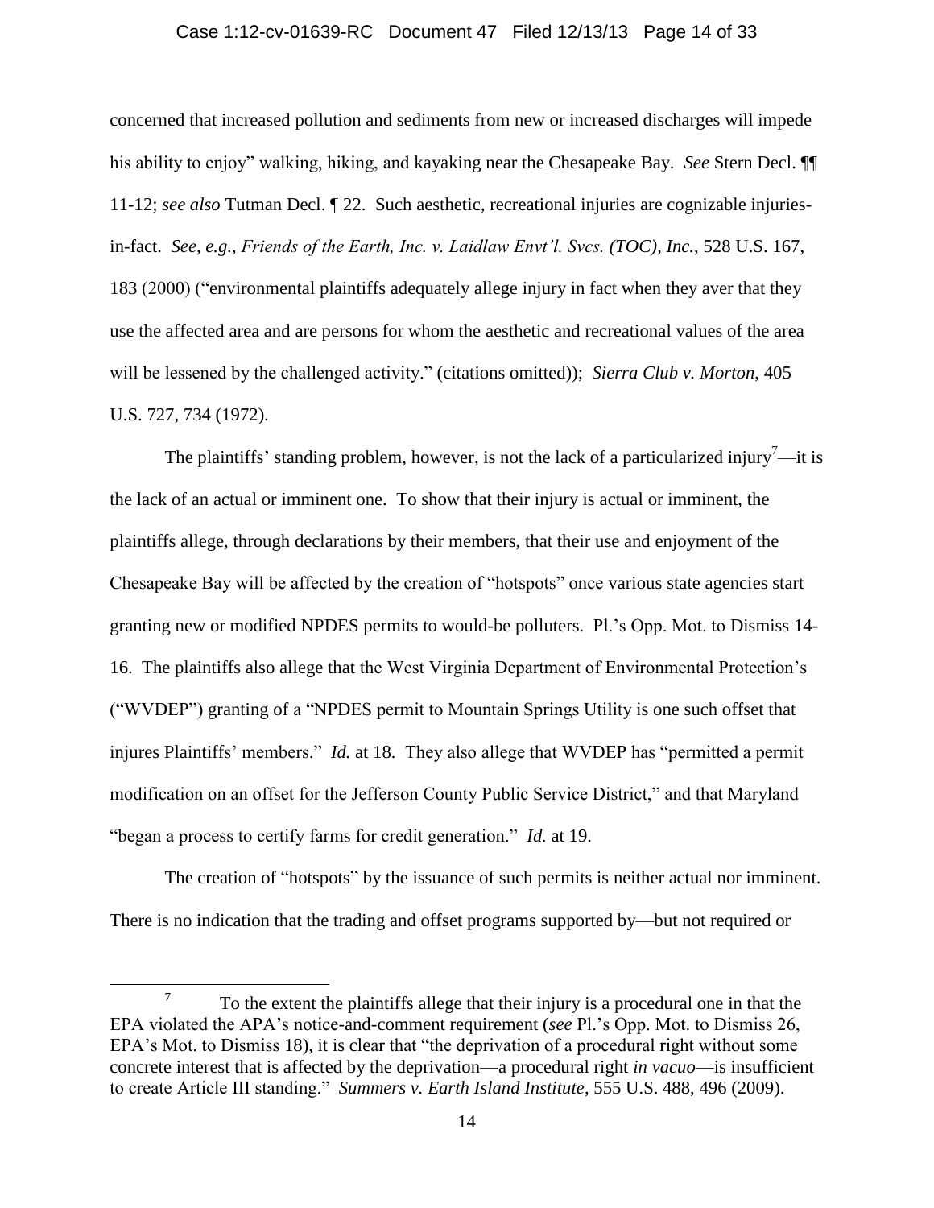concerned that increased pollution and sediments from new or increased discharges will impede his ability to enjoy" walking, hiking, and kayaking near the Chesapeake Bay. *See* Stern Decl. ¶¶ 11-12; *see also* Tutman Decl. ¶ 22. Such aesthetic, recreational injuries are cognizable injuries-in-fact. *See, e.g.*, *Friends of the Earth, Inc. v. Laidlaw Envt'l. Svcs. (TOC), Inc.*, 528 U.S. 167, 183 (2000) ("environmental plaintiffs adequately allege injury in fact when they aver that they use the affected area and are persons for whom the aesthetic and recreational values of the area will be lessened by the challenged activity." (citations omitted)); *Sierra Club v. Morton*, 405 U.S. 727, 734 (1972).

The plaintiffs' standing problem, however, is not the lack of a particularized injury[7]—it is the lack of an actual or imminent one. To show that their injury is actual or imminent, the plaintiffs allege, through declarations by their members, that their use and enjoyment of the Chesapeake Bay will be affected by the creation of "hotspots" once various state agencies start granting new or modified NPDES permits to would-be polluters. Pl.'s Opp. Mot. to Dismiss 14-16. The plaintiffs also allege that the West Virginia Department of Environmental Protection's ("WVDEP") granting of a "NPDES permit to Mountain Springs Utility is one such offset that injures Plaintiffs' members." *Id.* at 18. They also allege that WVDEP has "permitted a permit modification on an offset for the Jefferson County Public Service District," and that Maryland "began a process to certify farms for credit generation." *Id.* at 19.

The creation of "hotspots" by the issuance of such permits is neither actual nor imminent. There is no indication that the trading and offset programs supported by—but not required or

---

[7] To the extent the plaintiffs allege that their injury is a procedural one in that the EPA violated the APA's notice-and-comment requirement (*see* Pl.'s Opp. Mot. to Dismiss 26, EPA's Mot. to Dismiss 18), it is clear that "the deprivation of a procedural right without some concrete interest that is affected by the deprivation—a procedural right *in vacuo*—is insufficient to create Article III standing." *Summers v. Earth Island Institute*, 555 U.S. 488, 496 (2009).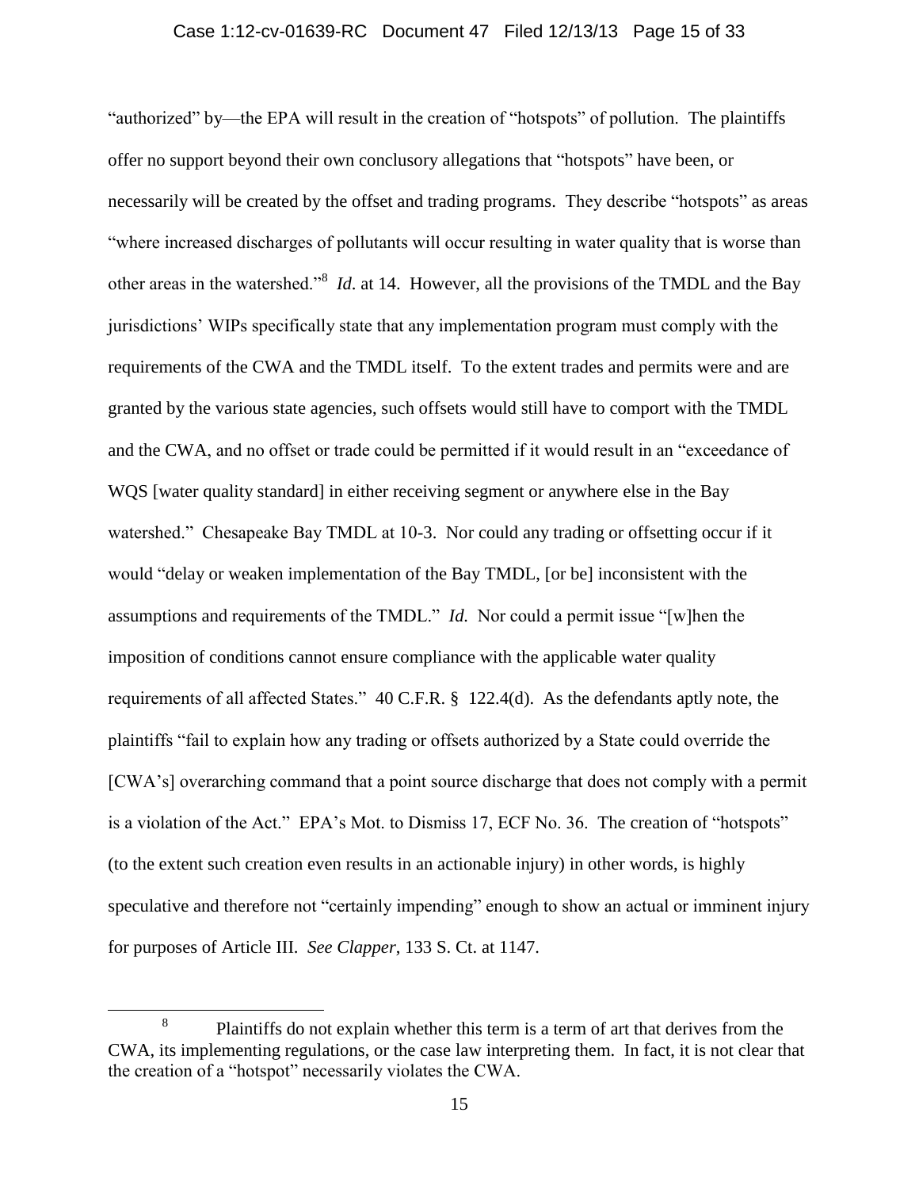"authorized" by—the EPA will result in the creation of "hotspots" of pollution. The plaintiffs offer no support beyond their own conclusory allegations that "hotspots" have been, or necessarily will be created by the offset and trading programs. They describe "hotspots" as areas "where increased discharges of pollutants will occur resulting in water quality that is worse than other areas in the watershed."[8] *Id*. at 14. However, all the provisions of the TMDL and the Bay jurisdictions' WIPs specifically state that any implementation program must comply with the requirements of the CWA and the TMDL itself. To the extent trades and permits were and are granted by the various state agencies, such offsets would still have to comport with the TMDL and the CWA, and no offset or trade could be permitted if it would result in an "exceedance of WQS [water quality standard] in either receiving segment or anywhere else in the Bay watershed." Chesapeake Bay TMDL at 10-3. Nor could any trading or offsetting occur if it would "delay or weaken implementation of the Bay TMDL, [or be] inconsistent with the assumptions and requirements of the TMDL." *Id.* Nor could a permit issue "[w]hen the imposition of conditions cannot ensure compliance with the applicable water quality requirements of all affected States." 40 C.F.R. § 122.4(d). As the defendants aptly note, the plaintiffs "fail to explain how any trading or offsets authorized by a State could override the [CWA's] overarching command that a point source discharge that does not comply with a permit is a violation of the Act." EPA's Mot. to Dismiss 17, ECF No. 36. The creation of "hotspots" (to the extent such creation even results in an actionable injury) in other words, is highly speculative and therefore not "certainly impending" enough to show an actual or imminent injury for purposes of Article III. *See Clapper*, 133 S. Ct. at 1147.

[8] Plaintiffs do not explain whether this term is a term of art that derives from the CWA, its implementing regulations, or the case law interpreting them. In fact, it is not clear that the creation of a "hotspot" necessarily violates the CWA.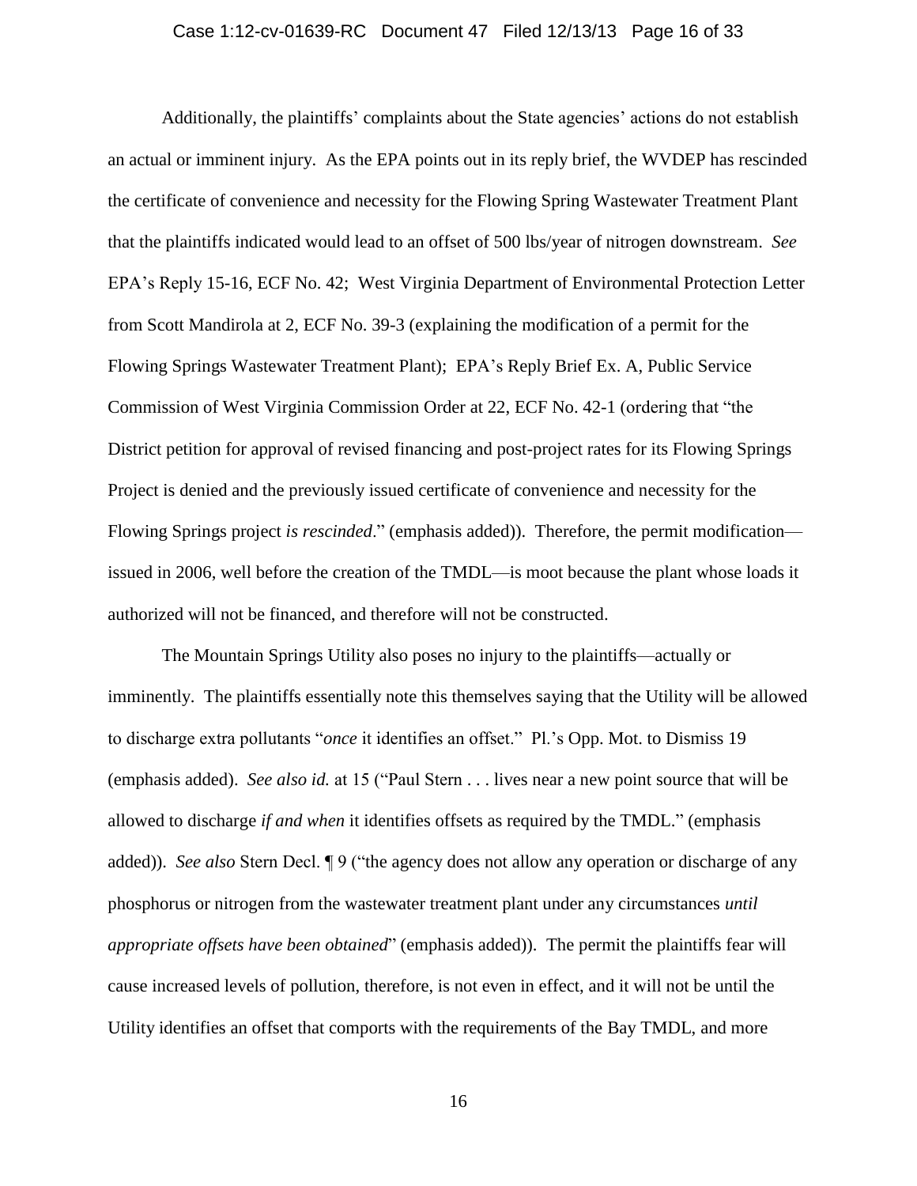Additionally, the plaintiffs' complaints about the State agencies' actions do not establish an actual or imminent injury. As the EPA points out in its reply brief, the WVDEP has rescinded the certificate of convenience and necessity for the Flowing Spring Wastewater Treatment Plant that the plaintiffs indicated would lead to an offset of 500 lbs/year of nitrogen downstream. *See* EPA's Reply 15-16, ECF No. 42; West Virginia Department of Environmental Protection Letter from Scott Mandirola at 2, ECF No. 39-3 (explaining the modification of a permit for the Flowing Springs Wastewater Treatment Plant); EPA's Reply Brief Ex. A, Public Service Commission of West Virginia Commission Order at 22, ECF No. 42-1 (ordering that "the District petition for approval of revised financing and post-project rates for its Flowing Springs Project is denied and the previously issued certificate of convenience and necessity for the Flowing Springs project *is rescinded*." (emphasis added)). Therefore, the permit modification—issued in 2006, well before the creation of the TMDL—is moot because the plant whose loads it authorized will not be financed, and therefore will not be constructed.

The Mountain Springs Utility also poses no injury to the plaintiffs—actually or imminently. The plaintiffs essentially note this themselves saying that the Utility will be allowed to discharge extra pollutants "*once* it identifies an offset." Pl.'s Opp. Mot. to Dismiss 19 (emphasis added). *See also id.* at 15 ("Paul Stern . . . lives near a new point source that will be allowed to discharge *if and when* it identifies offsets as required by the TMDL." (emphasis added)). *See also* Stern Decl. ¶ 9 ("the agency does not allow any operation or discharge of any phosphorus or nitrogen from the wastewater treatment plant under any circumstances *until appropriate offsets have been obtained*" (emphasis added)). The permit the plaintiffs fear will cause increased levels of pollution, therefore, is not even in effect, and it will not be until the Utility identifies an offset that comports with the requirements of the Bay TMDL, and more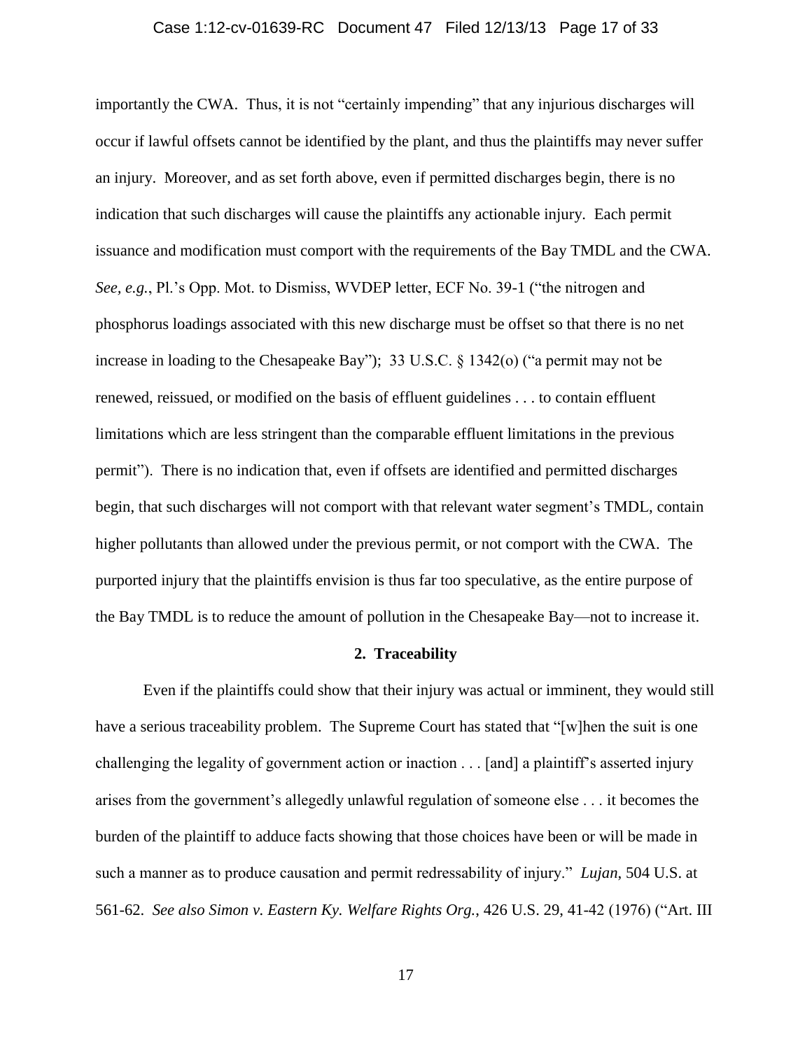importantly the CWA. Thus, it is not "certainly impending" that any injurious discharges will occur if lawful offsets cannot be identified by the plant, and thus the plaintiffs may never suffer an injury. Moreover, and as set forth above, even if permitted discharges begin, there is no indication that such discharges will cause the plaintiffs any actionable injury. Each permit issuance and modification must comport with the requirements of the Bay TMDL and the CWA. *See, e.g.*, Pl.'s Opp. Mot. to Dismiss, WVDEP letter, ECF No. 39-1 ("the nitrogen and phosphorus loadings associated with this new discharge must be offset so that there is no net increase in loading to the Chesapeake Bay"); 33 U.S.C. § 1342(o) ("a permit may not be renewed, reissued, or modified on the basis of effluent guidelines . . . to contain effluent limitations which are less stringent than the comparable effluent limitations in the previous permit"). There is no indication that, even if offsets are identified and permitted discharges begin, that such discharges will not comport with that relevant water segment's TMDL, contain higher pollutants than allowed under the previous permit, or not comport with the CWA. The purported injury that the plaintiffs envision is thus far too speculative, as the entire purpose of the Bay TMDL is to reduce the amount of pollution in the Chesapeake Bay—not to increase it.

**2. Traceability**

Even if the plaintiffs could show that their injury was actual or imminent, they would still have a serious traceability problem. The Supreme Court has stated that "[w]hen the suit is one challenging the legality of government action or inaction . . . [and] a plaintiff's asserted injury arises from the government's allegedly unlawful regulation of someone else . . . it becomes the burden of the plaintiff to adduce facts showing that those choices have been or will be made in such a manner as to produce causation and permit redressability of injury." *Lujan*, 504 U.S. at 561-62. *See also Simon v. Eastern Ky. Welfare Rights Org.*, 426 U.S. 29, 41-42 (1976) ("Art. III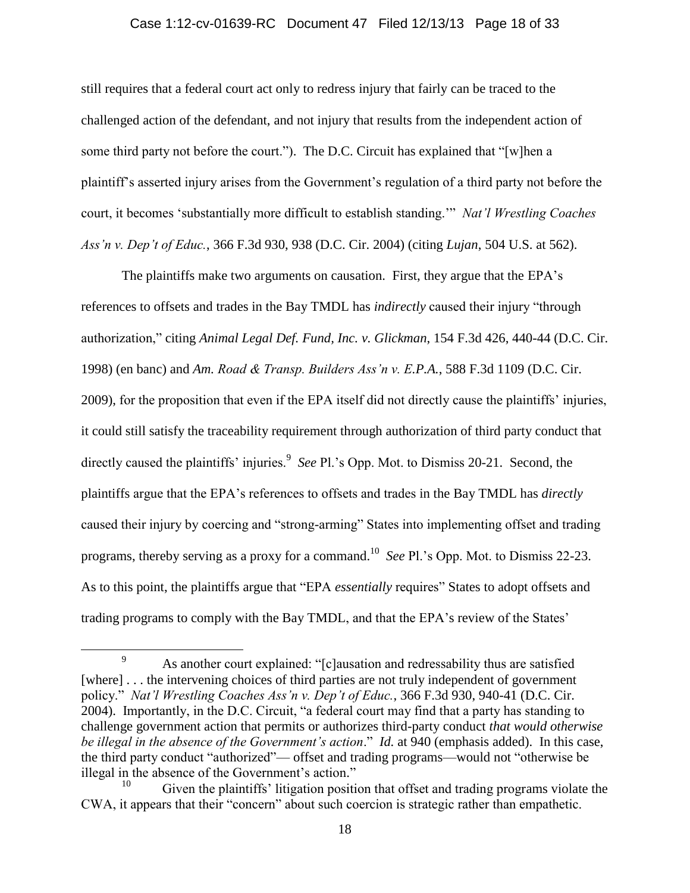still requires that a federal court act only to redress injury that fairly can be traced to the challenged action of the defendant, and not injury that results from the independent action of some third party not before the court."). The D.C. Circuit has explained that "[w]hen a plaintiff's asserted injury arises from the Government's regulation of a third party not before the court, it becomes 'substantially more difficult to establish standing.'" *Nat'l Wrestling Coaches Ass'n v. Dep't of Educ.*, 366 F.3d 930, 938 (D.C. Cir. 2004) (citing *Lujan*, 504 U.S. at 562).

The plaintiffs make two arguments on causation. First, they argue that the EPA's references to offsets and trades in the Bay TMDL has *indirectly* caused their injury "through authorization," citing *Animal Legal Def. Fund, Inc. v. Glickman*, 154 F.3d 426, 440-44 (D.C. Cir. 1998) (en banc) and *Am. Road & Transp. Builders Ass'n v. E.P.A.*, 588 F.3d 1109 (D.C. Cir. 2009), for the proposition that even if the EPA itself did not directly cause the plaintiffs' injuries, it could still satisfy the traceability requirement through authorization of third party conduct that directly caused the plaintiffs' injuries.[9] *See* Pl.'s Opp. Mot. to Dismiss 20-21. Second, the plaintiffs argue that the EPA's references to offsets and trades in the Bay TMDL has *directly* caused their injury by coercing and "strong-arming" States into implementing offset and trading programs, thereby serving as a proxy for a command.[10] *See* Pl.'s Opp. Mot. to Dismiss 22-23. As to this point, the plaintiffs argue that "EPA *essentially* requires" States to adopt offsets and trading programs to comply with the Bay TMDL, and that the EPA's review of the States'

---

[9] As another court explained: "[c]ausation and redressability thus are satisfied [where] . . . the intervening choices of third parties are not truly independent of government policy." *Nat'l Wrestling Coaches Ass'n v. Dep't of Educ.*, 366 F.3d 930, 940-41 (D.C. Cir. 2004). Importantly, in the D.C. Circuit, "a federal court may find that a party has standing to challenge government action that permits or authorizes third-party conduct *that would otherwise be illegal in the absence of the Government's action*." *Id.* at 940 (emphasis added). In this case, the third party conduct "authorized"— offset and trading programs—would not "otherwise be illegal in the absence of the Government's action."

[10] Given the plaintiffs' litigation position that offset and trading programs violate the CWA, it appears that their "concern" about such coercion is strategic rather than empathetic.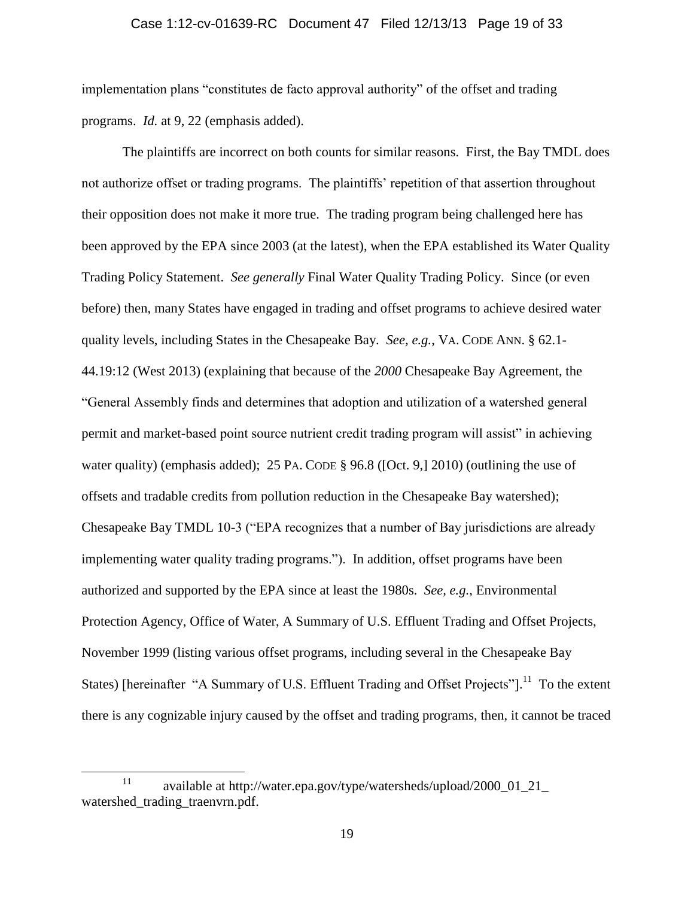implementation plans "constitutes de facto approval authority" of the offset and trading programs. *Id.* at 9, 22 (emphasis added).

The plaintiffs are incorrect on both counts for similar reasons. First, the Bay TMDL does not authorize offset or trading programs. The plaintiffs' repetition of that assertion throughout their opposition does not make it more true. The trading program being challenged here has been approved by the EPA since 2003 (at the latest), when the EPA established its Water Quality Trading Policy Statement. *See generally* Final Water Quality Trading Policy. Since (or even before) then, many States have engaged in trading and offset programs to achieve desired water quality levels, including States in the Chesapeake Bay. *See, e.g.*, VA. CODE ANN. § 62.1-44.19:12 (West 2013) (explaining that because of the *2000* Chesapeake Bay Agreement, the "General Assembly finds and determines that adoption and utilization of a watershed general permit and market-based point source nutrient credit trading program will assist" in achieving water quality) (emphasis added); 25 PA. CODE § 96.8 ([Oct. 9,] 2010) (outlining the use of offsets and tradable credits from pollution reduction in the Chesapeake Bay watershed); Chesapeake Bay TMDL 10-3 ("EPA recognizes that a number of Bay jurisdictions are already implementing water quality trading programs."). In addition, offset programs have been authorized and supported by the EPA since at least the 1980s. *See, e.g.*, Environmental Protection Agency, Office of Water, A Summary of U.S. Effluent Trading and Offset Projects, November 1999 (listing various offset programs, including several in the Chesapeake Bay States) [hereinafter "A Summary of U.S. Effluent Trading and Offset Projects"].[11] To the extent there is any cognizable injury caused by the offset and trading programs, then, it cannot be traced

[11] available at http://water.epa.gov/type/watersheds/upload/2000_01_21_watershed_trading_traenvrn.pdf.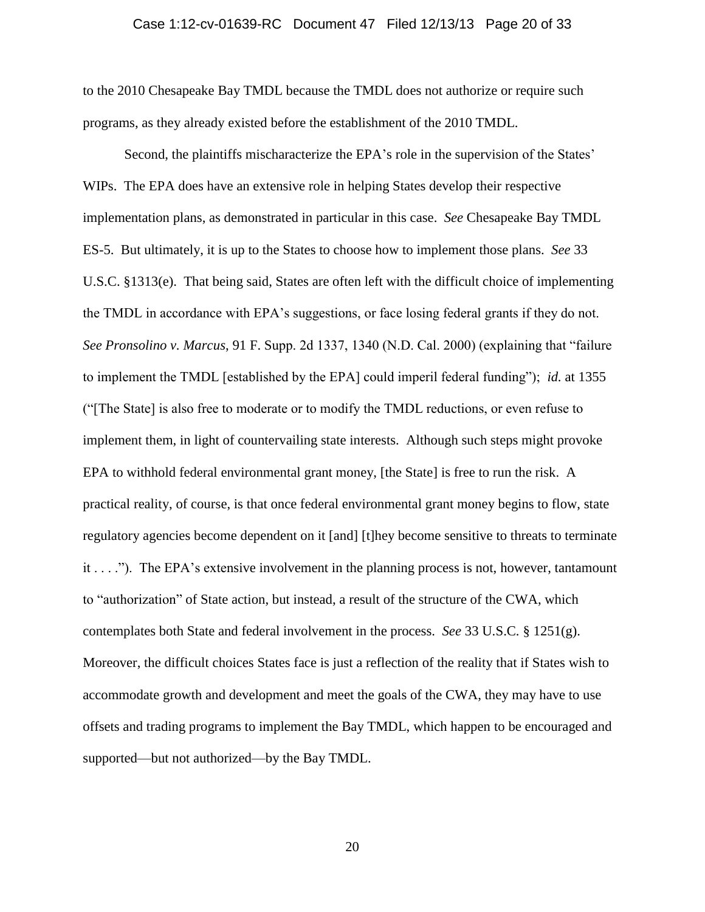to the 2010 Chesapeake Bay TMDL because the TMDL does not authorize or require such programs, as they already existed before the establishment of the 2010 TMDL.

Second, the plaintiffs mischaracterize the EPA's role in the supervision of the States' WIPs. The EPA does have an extensive role in helping States develop their respective implementation plans, as demonstrated in particular in this case. *See* Chesapeake Bay TMDL ES-5. But ultimately, it is up to the States to choose how to implement those plans. *See* 33 U.S.C. §1313(e). That being said, States are often left with the difficult choice of implementing the TMDL in accordance with EPA's suggestions, or face losing federal grants if they do not. *See Pronsolino v. Marcus*, 91 F. Supp. 2d 1337, 1340 (N.D. Cal. 2000) (explaining that "failure to implement the TMDL [established by the EPA] could imperil federal funding"); *id.* at 1355 ("[The State] is also free to moderate or to modify the TMDL reductions, or even refuse to implement them, in light of countervailing state interests. Although such steps might provoke EPA to withhold federal environmental grant money, [the State] is free to run the risk. A practical reality, of course, is that once federal environmental grant money begins to flow, state regulatory agencies become dependent on it [and] [t]hey become sensitive to threats to terminate it . . . ."). The EPA's extensive involvement in the planning process is not, however, tantamount to "authorization" of State action, but instead, a result of the structure of the CWA, which contemplates both State and federal involvement in the process. *See* 33 U.S.C. § 1251(g). Moreover, the difficult choices States face is just a reflection of the reality that if States wish to accommodate growth and development and meet the goals of the CWA, they may have to use offsets and trading programs to implement the Bay TMDL, which happen to be encouraged and supported—but not authorized—by the Bay TMDL.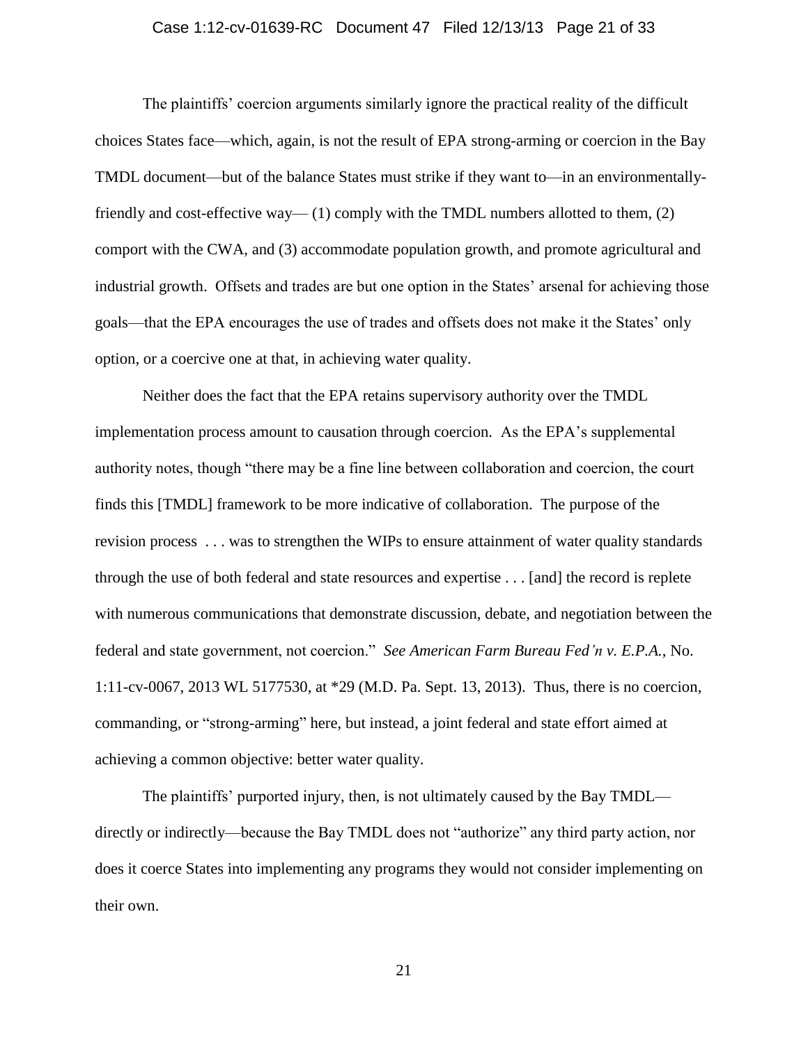The plaintiffs' coercion arguments similarly ignore the practical reality of the difficult choices States face—which, again, is not the result of EPA strong-arming or coercion in the Bay TMDL document—but of the balance States must strike if they want to—in an environmentally-friendly and cost-effective way— (1) comply with the TMDL numbers allotted to them, (2) comport with the CWA, and (3) accommodate population growth, and promote agricultural and industrial growth. Offsets and trades are but one option in the States' arsenal for achieving those goals—that the EPA encourages the use of trades and offsets does not make it the States' only option, or a coercive one at that, in achieving water quality.

Neither does the fact that the EPA retains supervisory authority over the TMDL implementation process amount to causation through coercion. As the EPA's supplemental authority notes, though "there may be a fine line between collaboration and coercion, the court finds this [TMDL] framework to be more indicative of collaboration. The purpose of the revision process . . . was to strengthen the WIPs to ensure attainment of water quality standards through the use of both federal and state resources and expertise . . . [and] the record is replete with numerous communications that demonstrate discussion, debate, and negotiation between the federal and state government, not coercion." *See American Farm Bureau Fed'n v. E.P.A.*, No. 1:11-cv-0067, 2013 WL 5177530, at *29 (M.D. Pa. Sept. 13, 2013). Thus, there is no coercion, commanding, or "strong-arming" here, but instead, a joint federal and state effort aimed at achieving a common objective: better water quality.

The plaintiffs' purported injury, then, is not ultimately caused by the Bay TMDL—directly or indirectly—because the Bay TMDL does not "authorize" any third party action, nor does it coerce States into implementing any programs they would not consider implementing on their own.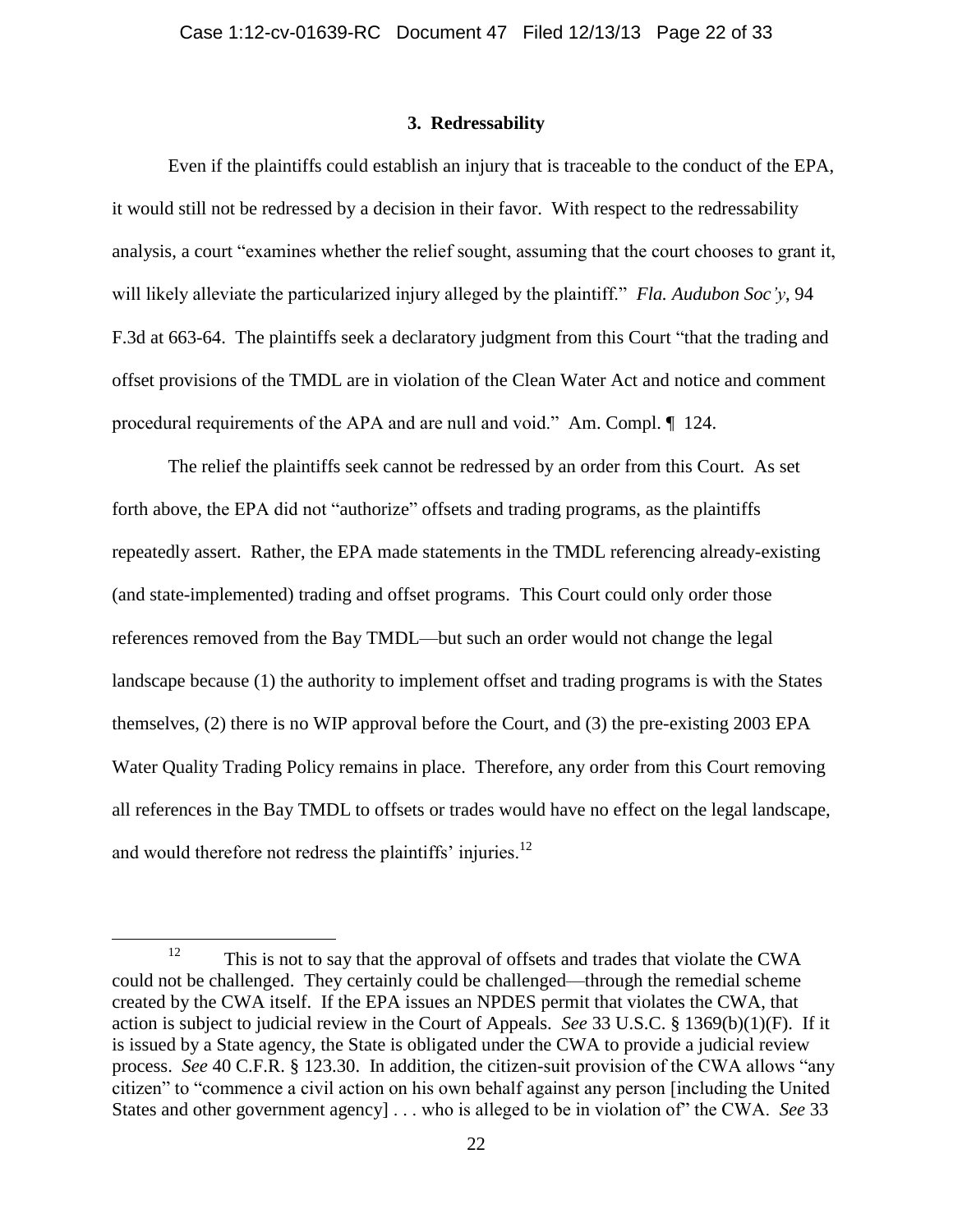### 3. Redressability

Even if the plaintiffs could establish an injury that is traceable to the conduct of the EPA, it would still not be redressed by a decision in their favor. With respect to the redressability analysis, a court "examines whether the relief sought, assuming that the court chooses to grant it, will likely alleviate the particularized injury alleged by the plaintiff." *Fla. Audubon Soc'y*, 94 F.3d at 663-64. The plaintiffs seek a declaratory judgment from this Court "that the trading and offset provisions of the TMDL are in violation of the Clean Water Act and notice and comment procedural requirements of the APA and are null and void." Am. Compl. ¶ 124.

The relief the plaintiffs seek cannot be redressed by an order from this Court. As set forth above, the EPA did not "authorize" offsets and trading programs, as the plaintiffs repeatedly assert. Rather, the EPA made statements in the TMDL referencing already-existing (and state-implemented) trading and offset programs. This Court could only order those references removed from the Bay TMDL—but such an order would not change the legal landscape because (1) the authority to implement offset and trading programs is with the States themselves, (2) there is no WIP approval before the Court, and (3) the pre-existing 2003 EPA Water Quality Trading Policy remains in place. Therefore, any order from this Court removing all references in the Bay TMDL to offsets or trades would have no effect on the legal landscape, and would therefore not redress the plaintiffs' injuries.[12]

[12] This is not to say that the approval of offsets and trades that violate the CWA could not be challenged. They certainly could be challenged—through the remedial scheme created by the CWA itself. If the EPA issues an NPDES permit that violates the CWA, that action is subject to judicial review in the Court of Appeals. *See* 33 U.S.C. § 1369(b)(1)(F). If it is issued by a State agency, the State is obligated under the CWA to provide a judicial review process. *See* 40 C.F.R. § 123.30. In addition, the citizen-suit provision of the CWA allows "any citizen" to "commence a civil action on his own behalf against any person [including the United States and other government agency] . . . who is alleged to be in violation of" the CWA. *See* 33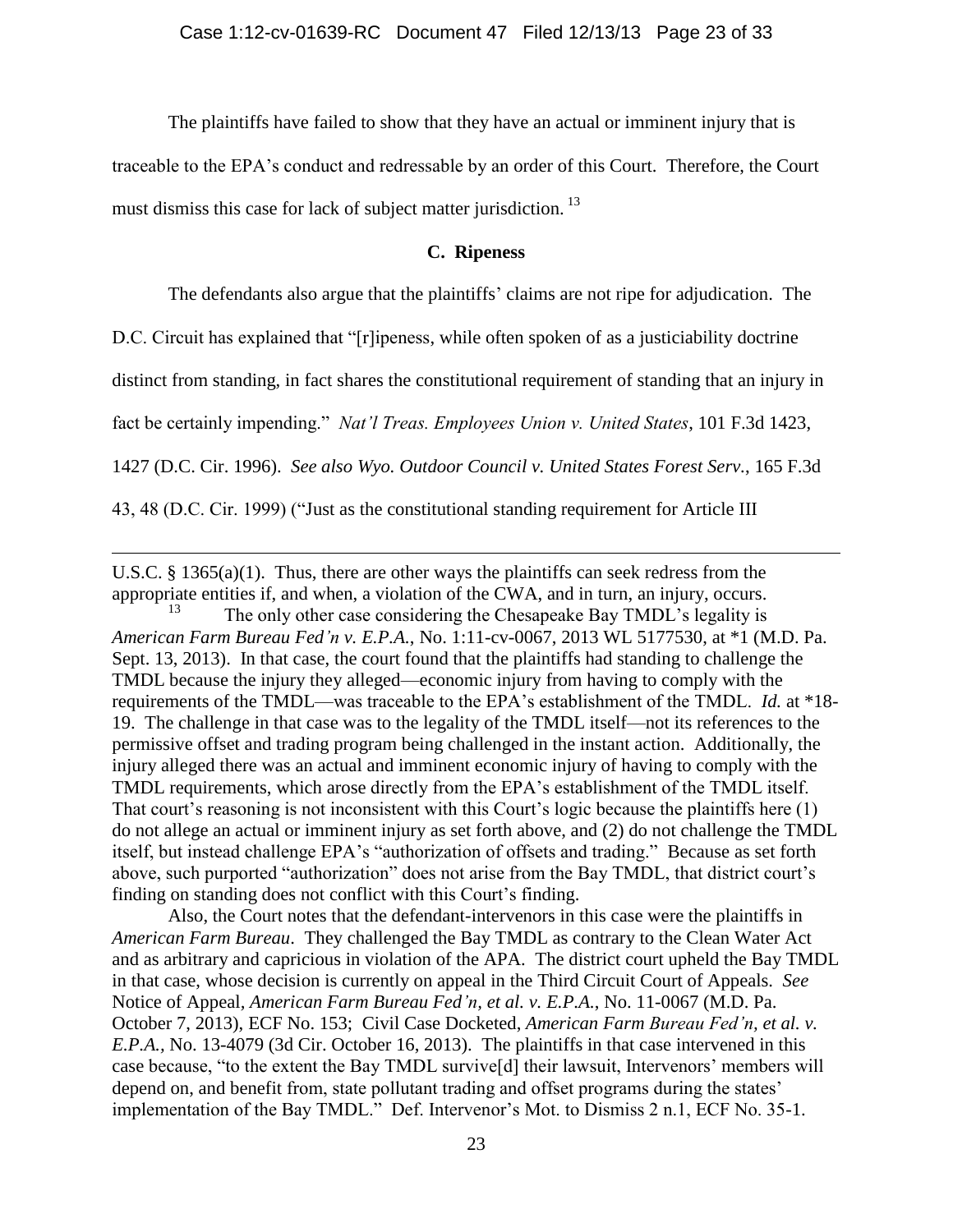The plaintiffs have failed to show that they have an actual or imminent injury that is traceable to the EPA's conduct and redressable by an order of this Court. Therefore, the Court must dismiss this case for lack of subject matter jurisdiction.[13]

### C. Ripeness

The defendants also argue that the plaintiffs' claims are not ripe for adjudication. The D.C. Circuit has explained that "[r]ipeness, while often spoken of as a justiciability doctrine distinct from standing, in fact shares the constitutional requirement of standing that an injury in fact be certainly impending." *Nat'l Treas. Employees Union v. United States*, 101 F.3d 1423, 1427 (D.C. Cir. 1996). *See also Wyo. Outdoor Council v. United States Forest Serv.*, 165 F.3d 43, 48 (D.C. Cir. 1999) ("Just as the constitutional standing requirement for Article III

---

U.S.C. § 1365(a)(1). Thus, there are other ways the plaintiffs can seek redress from the appropriate entities if, and when, a violation of the CWA, and in turn, an injury, occurs.

[13] The only other case considering the Chesapeake Bay TMDL's legality is *American Farm Bureau Fed'n v. E.P.A.*, No. 1:11-cv-0067, 2013 WL 5177530, at *1 (M.D. Pa. Sept. 13, 2013). In that case, the court found that the plaintiffs had standing to challenge the TMDL because the injury they alleged—economic injury from having to comply with the requirements of the TMDL—was traceable to the EPA's establishment of the TMDL. *Id.* at *18-19. The challenge in that case was to the legality of the TMDL itself—not its references to the permissive offset and trading program being challenged in the instant action. Additionally, the injury alleged there was an actual and imminent economic injury of having to comply with the TMDL requirements, which arose directly from the EPA's establishment of the TMDL itself. That court's reasoning is not inconsistent with this Court's logic because the plaintiffs here (1) do not allege an actual or imminent injury as set forth above, and (2) do not challenge the TMDL itself, but instead challenge EPA's "authorization of offsets and trading." Because as set forth above, such purported "authorization" does not arise from the Bay TMDL, that district court's finding on standing does not conflict with this Court's finding.

Also, the Court notes that the defendant-intervenors in this case were the plaintiffs in *American Farm Bureau*. They challenged the Bay TMDL as contrary to the Clean Water Act and as arbitrary and capricious in violation of the APA. The district court upheld the Bay TMDL in that case, whose decision is currently on appeal in the Third Circuit Court of Appeals. *See* Notice of Appeal, *American Farm Bureau Fed'n, et al. v. E.P.A.*, No. 11-0067 (M.D. Pa. October 7, 2013), ECF No. 153; Civil Case Docketed, *American Farm Bureau Fed'n, et al. v. E.P.A.*, No. 13-4079 (3d Cir. October 16, 2013). The plaintiffs in that case intervened in this case because, "to the extent the Bay TMDL survive[d] their lawsuit, Intervenors' members will depend on, and benefit from, state pollutant trading and offset programs during the states' implementation of the Bay TMDL." Def. Intervenor's Mot. to Dismiss 2 n.1, ECF No. 35-1.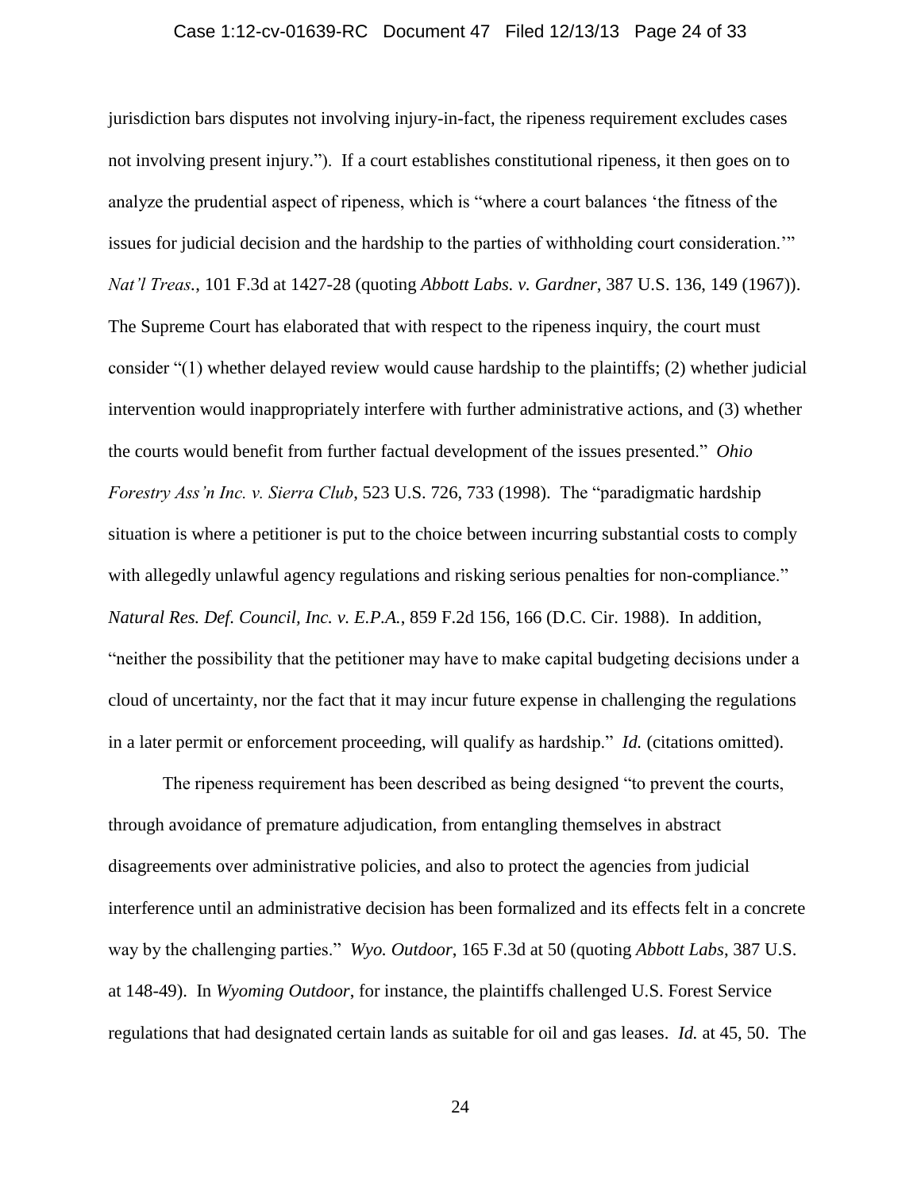jurisdiction bars disputes not involving injury-in-fact, the ripeness requirement excludes cases not involving present injury."). If a court establishes constitutional ripeness, it then goes on to analyze the prudential aspect of ripeness, which is "where a court balances 'the fitness of the issues for judicial decision and the hardship to the parties of withholding court consideration.'" *Nat'l Treas.*, 101 F.3d at 1427-28 (quoting *Abbott Labs. v. Gardner*, 387 U.S. 136, 149 (1967)). The Supreme Court has elaborated that with respect to the ripeness inquiry, the court must consider "(1) whether delayed review would cause hardship to the plaintiffs; (2) whether judicial intervention would inappropriately interfere with further administrative actions, and (3) whether the courts would benefit from further factual development of the issues presented." *Ohio Forestry Ass'n Inc. v. Sierra Club*, 523 U.S. 726, 733 (1998). The "paradigmatic hardship situation is where a petitioner is put to the choice between incurring substantial costs to comply with allegedly unlawful agency regulations and risking serious penalties for non-compliance." *Natural Res. Def. Council, Inc. v. E.P.A.*, 859 F.2d 156, 166 (D.C. Cir. 1988). In addition, "neither the possibility that the petitioner may have to make capital budgeting decisions under a cloud of uncertainty, nor the fact that it may incur future expense in challenging the regulations in a later permit or enforcement proceeding, will qualify as hardship." *Id.* (citations omitted).

The ripeness requirement has been described as being designed "to prevent the courts, through avoidance of premature adjudication, from entangling themselves in abstract disagreements over administrative policies, and also to protect the agencies from judicial interference until an administrative decision has been formalized and its effects felt in a concrete way by the challenging parties." *Wyo. Outdoor*, 165 F.3d at 50 (quoting *Abbott Labs*, 387 U.S. at 148-49). In *Wyoming Outdoor*, for instance, the plaintiffs challenged U.S. Forest Service regulations that had designated certain lands as suitable for oil and gas leases. *Id.* at 45, 50. The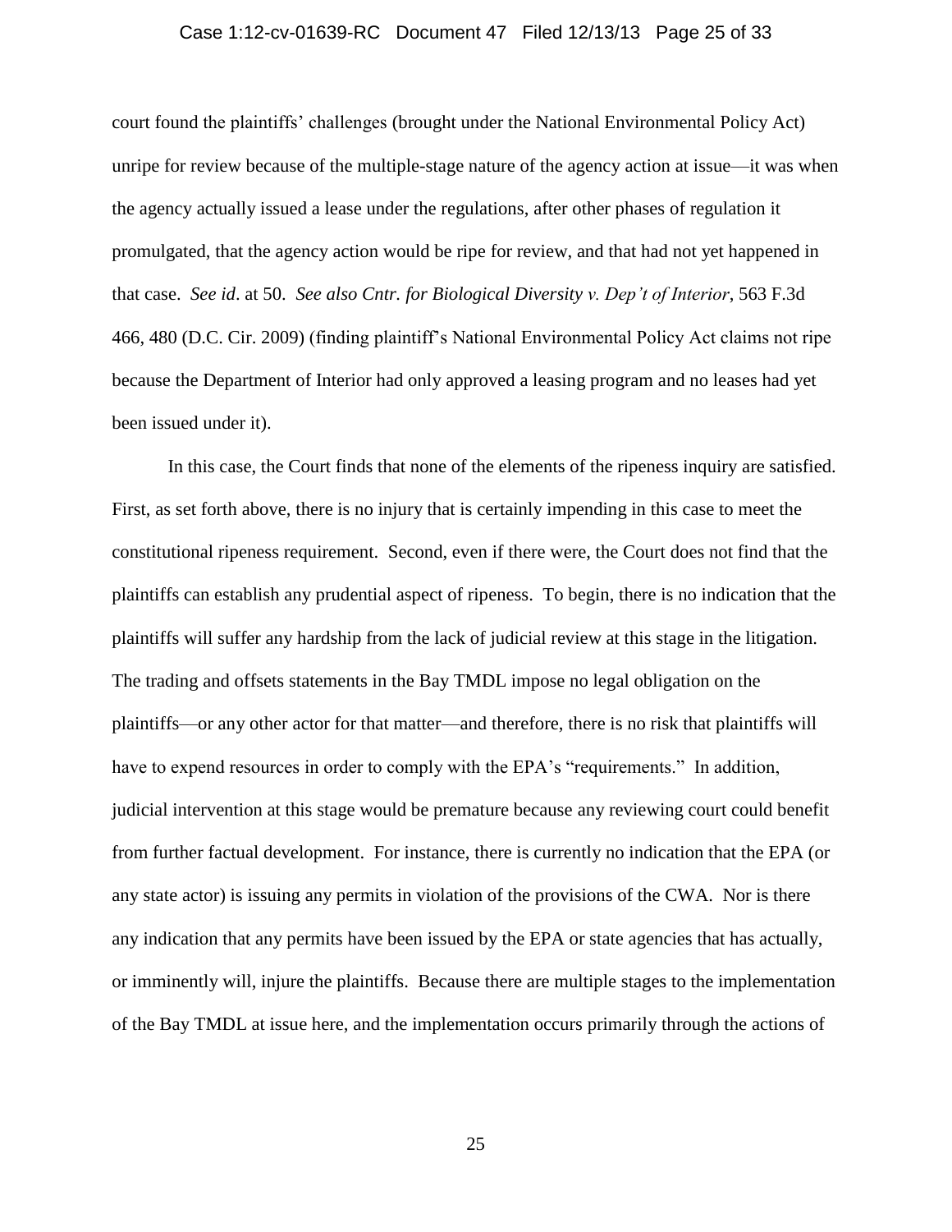court found the plaintiffs' challenges (brought under the National Environmental Policy Act) unripe for review because of the multiple-stage nature of the agency action at issue—it was when the agency actually issued a lease under the regulations, after other phases of regulation it promulgated, that the agency action would be ripe for review, and that had not yet happened in that case. *See id*. at 50. *See also Cntr. for Biological Diversity v. Dep't of Interior*, 563 F.3d 466, 480 (D.C. Cir. 2009) (finding plaintiff's National Environmental Policy Act claims not ripe because the Department of Interior had only approved a leasing program and no leases had yet been issued under it).

In this case, the Court finds that none of the elements of the ripeness inquiry are satisfied. First, as set forth above, there is no injury that is certainly impending in this case to meet the constitutional ripeness requirement. Second, even if there were, the Court does not find that the plaintiffs can establish any prudential aspect of ripeness. To begin, there is no indication that the plaintiffs will suffer any hardship from the lack of judicial review at this stage in the litigation. The trading and offsets statements in the Bay TMDL impose no legal obligation on the plaintiffs—or any other actor for that matter—and therefore, there is no risk that plaintiffs will have to expend resources in order to comply with the EPA's "requirements." In addition, judicial intervention at this stage would be premature because any reviewing court could benefit from further factual development. For instance, there is currently no indication that the EPA (or any state actor) is issuing any permits in violation of the provisions of the CWA. Nor is there any indication that any permits have been issued by the EPA or state agencies that has actually, or imminently will, injure the plaintiffs. Because there are multiple stages to the implementation of the Bay TMDL at issue here, and the implementation occurs primarily through the actions of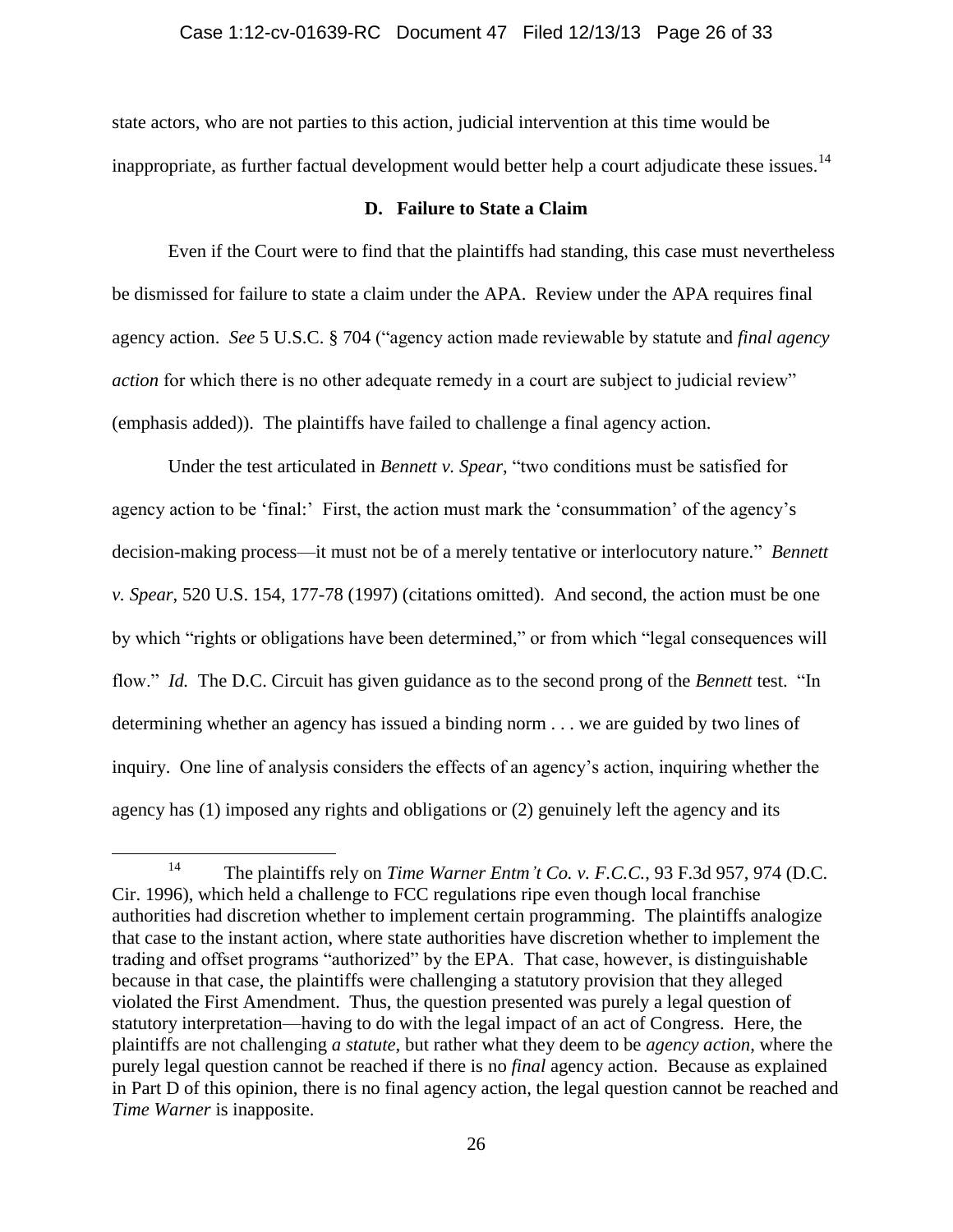state actors, who are not parties to this action, judicial intervention at this time would be inappropriate, as further factual development would better help a court adjudicate these issues.[14]

### D. Failure to State a Claim

Even if the Court were to find that the plaintiffs had standing, this case must nevertheless be dismissed for failure to state a claim under the APA. Review under the APA requires final agency action. *See* 5 U.S.C. § 704 ("agency action made reviewable by statute and *final agency action* for which there is no other adequate remedy in a court are subject to judicial review" (emphasis added)). The plaintiffs have failed to challenge a final agency action.

Under the test articulated in *Bennett v. Spear*, "two conditions must be satisfied for agency action to be 'final:' First, the action must mark the 'consummation' of the agency's decision-making process—it must not be of a merely tentative or interlocutory nature." *Bennett v. Spear*, 520 U.S. 154, 177-78 (1997) (citations omitted). And second, the action must be one by which "rights or obligations have been determined," or from which "legal consequences will flow." *Id.* The D.C. Circuit has given guidance as to the second prong of the *Bennett* test. "In determining whether an agency has issued a binding norm . . . we are guided by two lines of inquiry. One line of analysis considers the effects of an agency's action, inquiring whether the agency has (1) imposed any rights and obligations or (2) genuinely left the agency and its

---

[14] The plaintiffs rely on *Time Warner Entm't Co. v. F.C.C.*, 93 F.3d 957, 974 (D.C. Cir. 1996), which held a challenge to FCC regulations ripe even though local franchise authorities had discretion whether to implement certain programming. The plaintiffs analogize that case to the instant action, where state authorities have discretion whether to implement the trading and offset programs "authorized" by the EPA. That case, however, is distinguishable because in that case, the plaintiffs were challenging a statutory provision that they alleged violated the First Amendment. Thus, the question presented was purely a legal question of statutory interpretation—having to do with the legal impact of an act of Congress. Here, the plaintiffs are not challenging *a statute*, but rather what they deem to be *agency action*, where the purely legal question cannot be reached if there is no *final* agency action. Because as explained in Part D of this opinion, there is no final agency action, the legal question cannot be reached and *Time Warner* is inapposite.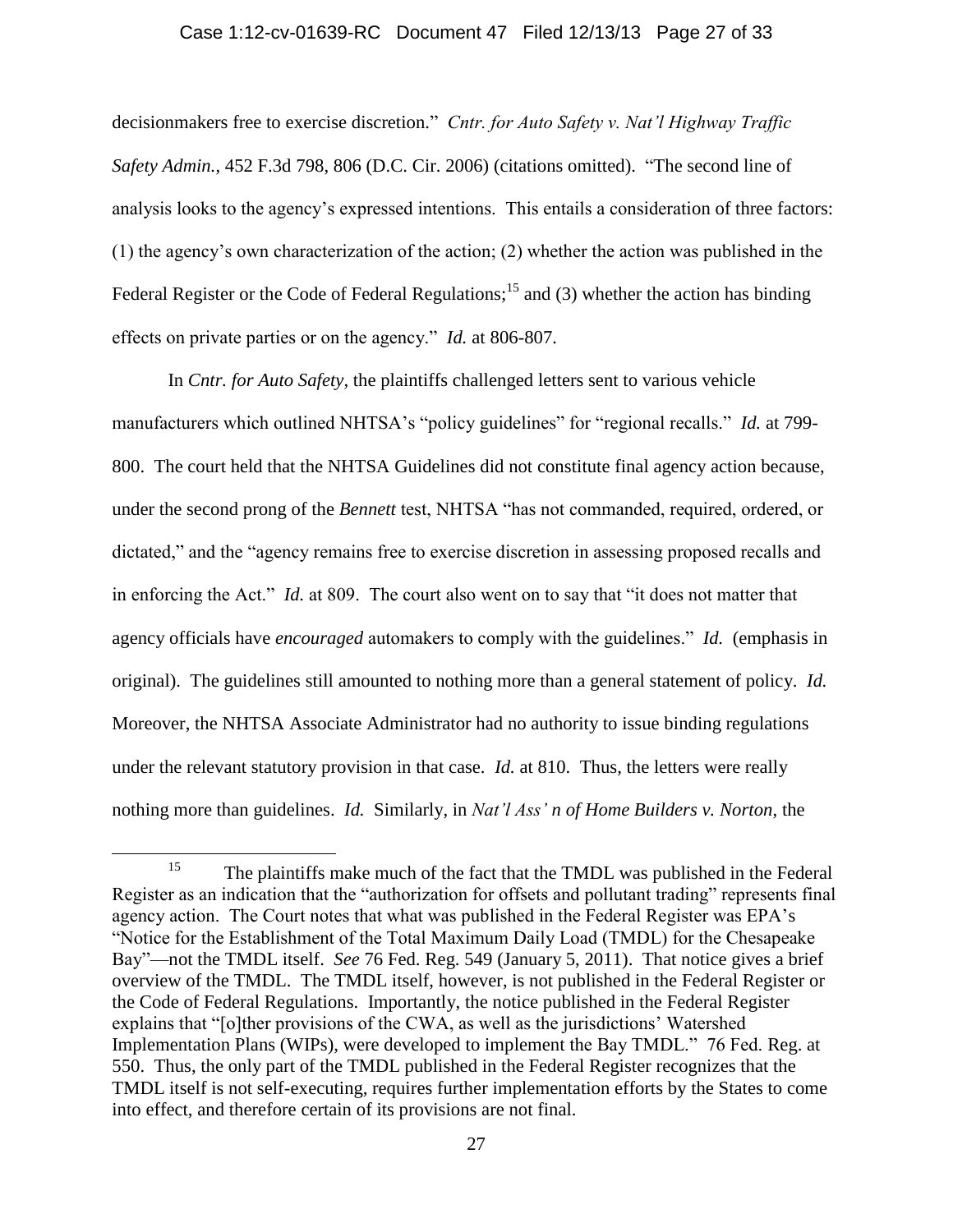decisionmakers free to exercise discretion." *Cntr. for Auto Safety v. Nat'l Highway Traffic Safety Admin.*, 452 F.3d 798, 806 (D.C. Cir. 2006) (citations omitted). "The second line of analysis looks to the agency's expressed intentions. This entails a consideration of three factors: (1) the agency's own characterization of the action; (2) whether the action was published in the Federal Register or the Code of Federal Regulations;[15] and (3) whether the action has binding effects on private parties or on the agency." *Id.* at 806-807.

In *Cntr. for Auto Safety*, the plaintiffs challenged letters sent to various vehicle manufacturers which outlined NHTSA's "policy guidelines" for "regional recalls." *Id.* at 799-800. The court held that the NHTSA Guidelines did not constitute final agency action because, under the second prong of the *Bennett* test, NHTSA "has not commanded, required, ordered, or dictated," and the "agency remains free to exercise discretion in assessing proposed recalls and in enforcing the Act." *Id.* at 809. The court also went on to say that "it does not matter that agency officials have *encouraged* automakers to comply with the guidelines." *Id.* (emphasis in original). The guidelines still amounted to nothing more than a general statement of policy. *Id.* Moreover, the NHTSA Associate Administrator had no authority to issue binding regulations under the relevant statutory provision in that case. *Id.* at 810. Thus, the letters were really nothing more than guidelines. *Id.* Similarly, in *Nat'l Ass' n of Home Builders v. Norton*, the

---

[15] The plaintiffs make much of the fact that the TMDL was published in the Federal Register as an indication that the "authorization for offsets and pollutant trading" represents final agency action. The Court notes that what was published in the Federal Register was EPA's "Notice for the Establishment of the Total Maximum Daily Load (TMDL) for the Chesapeake Bay"—not the TMDL itself. *See* 76 Fed. Reg. 549 (January 5, 2011). That notice gives a brief overview of the TMDL. The TMDL itself, however, is not published in the Federal Register or the Code of Federal Regulations. Importantly, the notice published in the Federal Register explains that "[o]ther provisions of the CWA, as well as the jurisdictions' Watershed Implementation Plans (WIPs), were developed to implement the Bay TMDL." 76 Fed. Reg. at 550. Thus, the only part of the TMDL published in the Federal Register recognizes that the TMDL itself is not self-executing, requires further implementation efforts by the States to come into effect, and therefore certain of its provisions are not final.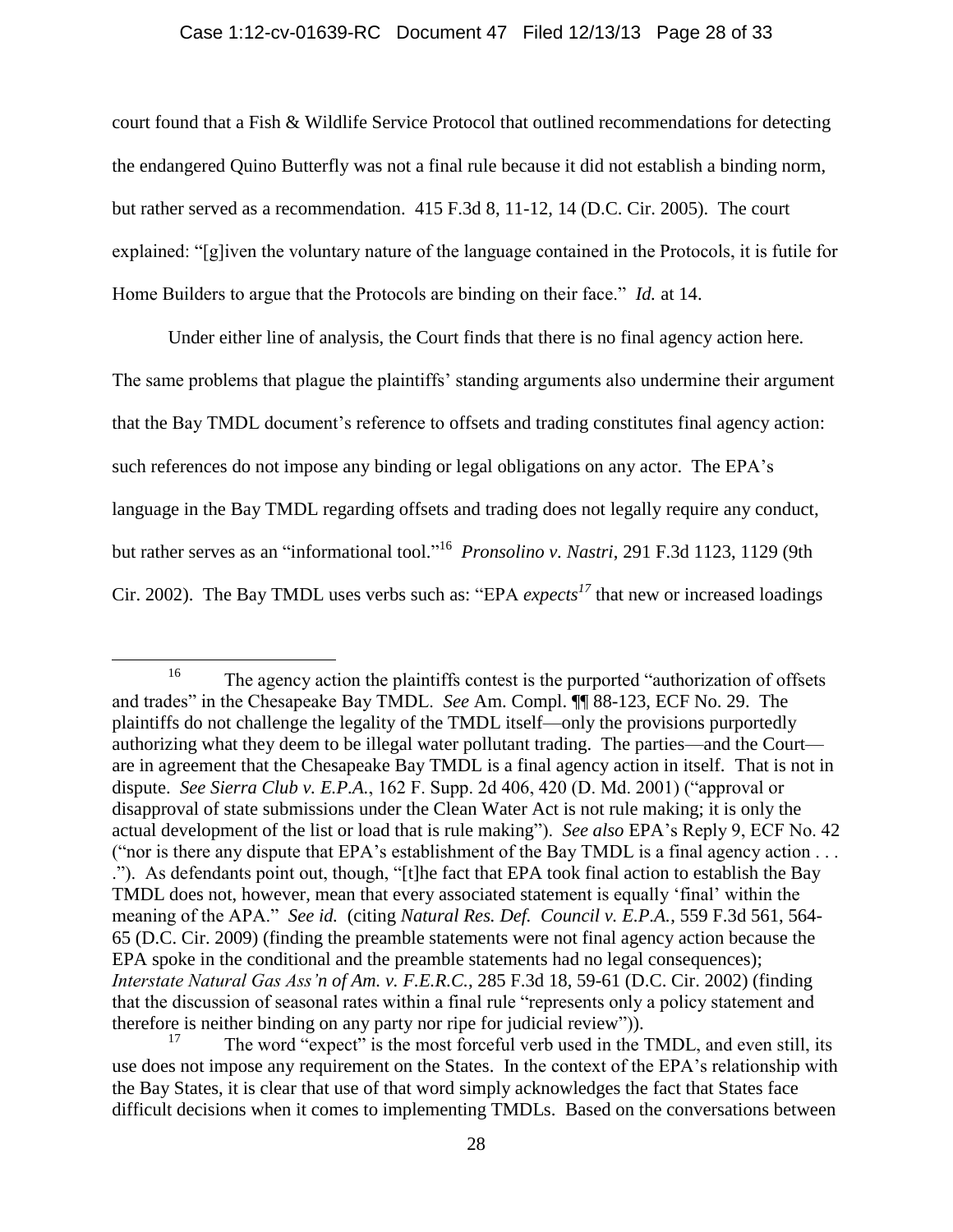court found that a Fish & Wildlife Service Protocol that outlined recommendations for detecting the endangered Quino Butterfly was not a final rule because it did not establish a binding norm, but rather served as a recommendation. 415 F.3d 8, 11-12, 14 (D.C. Cir. 2005). The court explained: "[g]iven the voluntary nature of the language contained in the Protocols, it is futile for Home Builders to argue that the Protocols are binding on their face." *Id.* at 14.

Under either line of analysis, the Court finds that there is no final agency action here. The same problems that plague the plaintiffs' standing arguments also undermine their argument that the Bay TMDL document's reference to offsets and trading constitutes final agency action: such references do not impose any binding or legal obligations on any actor. The EPA's language in the Bay TMDL regarding offsets and trading does not legally require any conduct, but rather serves as an "informational tool."[16] *Pronsolino v. Nastri*, 291 F.3d 1123, 1129 (9th Cir. 2002). The Bay TMDL uses verbs such as: "EPA *expects*[17] that new or increased loadings

---

[16] The agency action the plaintiffs contest is the purported "authorization of offsets and trades" in the Chesapeake Bay TMDL. *See* Am. Compl. ¶¶ 88-123, ECF No. 29. The plaintiffs do not challenge the legality of the TMDL itself—only the provisions purportedly authorizing what they deem to be illegal water pollutant trading. The parties—and the Court—are in agreement that the Chesapeake Bay TMDL is a final agency action in itself. That is not in dispute. *See Sierra Club v. E.P.A.*, 162 F. Supp. 2d 406, 420 (D. Md. 2001) ("approval or disapproval of state submissions under the Clean Water Act is not rule making; it is only the actual development of the list or load that is rule making"). *See also* EPA's Reply 9, ECF No. 42 ("nor is there any dispute that EPA's establishment of the Bay TMDL is a final agency action . . . ."). As defendants point out, though, "[t]he fact that EPA took final action to establish the Bay TMDL does not, however, mean that every associated statement is equally 'final' within the meaning of the APA." *See id.* (citing *Natural Res. Def. Council v. E.P.A.*, 559 F.3d 561, 564-65 (D.C. Cir. 2009) (finding the preamble statements were not final agency action because the EPA spoke in the conditional and the preamble statements had no legal consequences); *Interstate Natural Gas Ass'n of Am. v. F.E.R.C.*, 285 F.3d 18, 59-61 (D.C. Cir. 2002) (finding that the discussion of seasonal rates within a final rule "represents only a policy statement and therefore is neither binding on any party nor ripe for judicial review")).

[17] The word "expect" is the most forceful verb used in the TMDL, and even still, its use does not impose any requirement on the States. In the context of the EPA's relationship with the Bay States, it is clear that use of that word simply acknowledges the fact that States face difficult decisions when it comes to implementing TMDLs. Based on the conversations between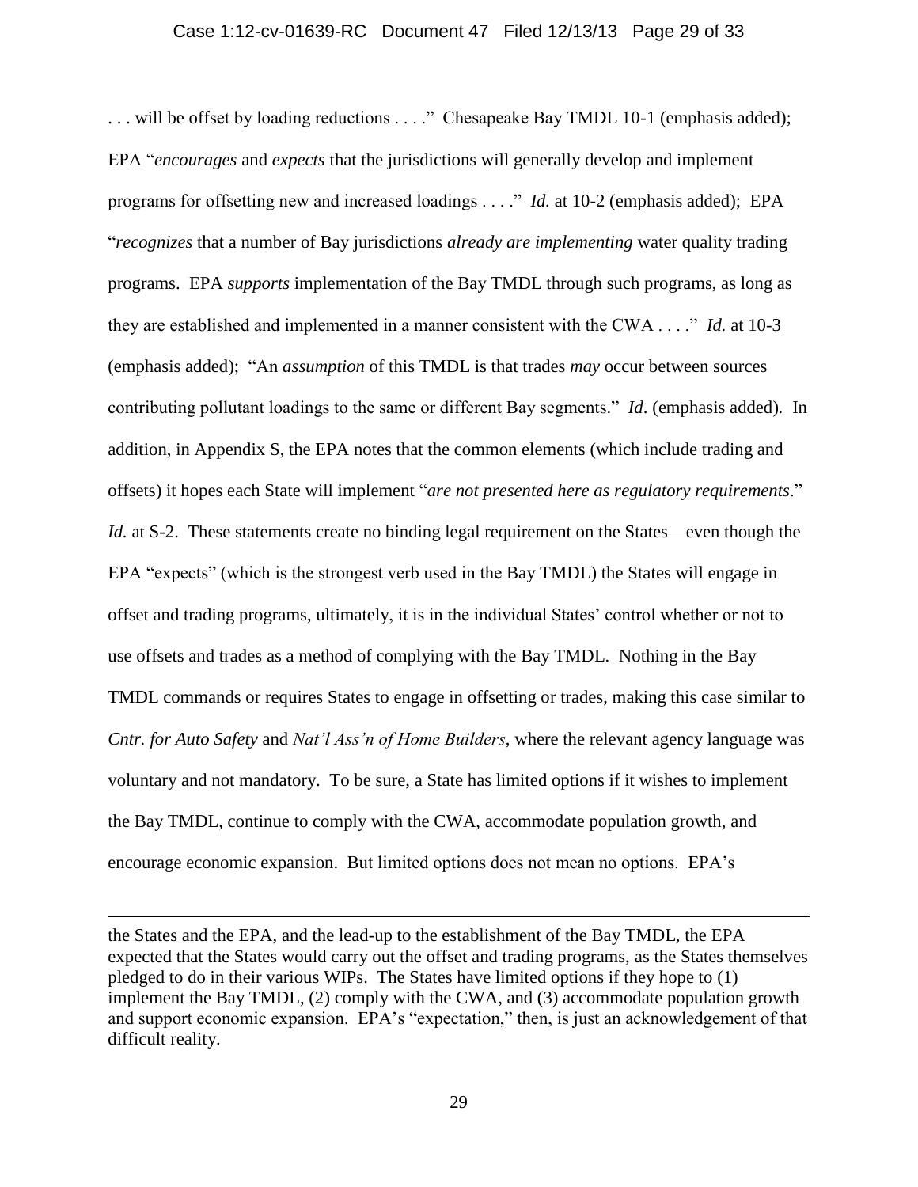. . . will be offset by loading reductions . . . ." Chesapeake Bay TMDL 10-1 (emphasis added); EPA "*encourages* and *expects* that the jurisdictions will generally develop and implement programs for offsetting new and increased loadings . . . ." *Id.* at 10-2 (emphasis added); EPA "*recognizes* that a number of Bay jurisdictions *already are implementing* water quality trading programs. EPA *supports* implementation of the Bay TMDL through such programs, as long as they are established and implemented in a manner consistent with the CWA . . . ." *Id.* at 10-3 (emphasis added); "An *assumption* of this TMDL is that trades *may* occur between sources contributing pollutant loadings to the same or different Bay segments." *Id*. (emphasis added). In addition, in Appendix S, the EPA notes that the common elements (which include trading and offsets) it hopes each State will implement "*are not presented here as regulatory requirements*." *Id.* at S-2. These statements create no binding legal requirement on the States—even though the EPA "expects" (which is the strongest verb used in the Bay TMDL) the States will engage in offset and trading programs, ultimately, it is in the individual States' control whether or not to use offsets and trades as a method of complying with the Bay TMDL. Nothing in the Bay TMDL commands or requires States to engage in offsetting or trades, making this case similar to *Cntr. for Auto Safety* and *Nat'l Ass'n of Home Builders*, where the relevant agency language was voluntary and not mandatory. To be sure, a State has limited options if it wishes to implement the Bay TMDL, continue to comply with the CWA, accommodate population growth, and encourage economic expansion. But limited options does not mean no options. EPA's

---

the States and the EPA, and the lead-up to the establishment of the Bay TMDL, the EPA expected that the States would carry out the offset and trading programs, as the States themselves pledged to do in their various WIPs. The States have limited options if they hope to (1) implement the Bay TMDL, (2) comply with the CWA, and (3) accommodate population growth and support economic expansion. EPA's "expectation," then, is just an acknowledgement of that difficult reality.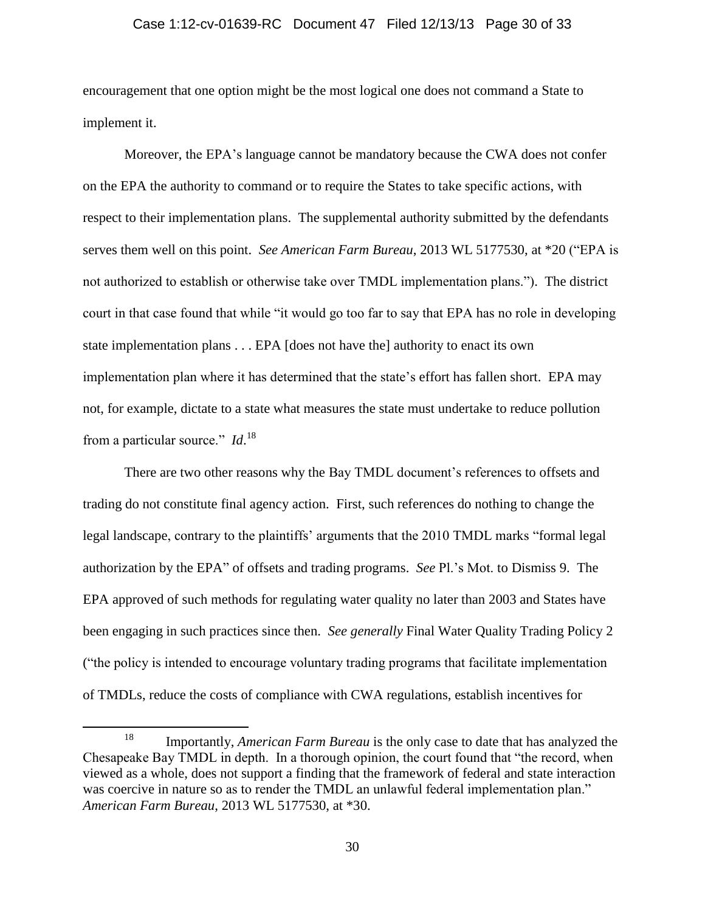encouragement that one option might be the most logical one does not command a State to implement it.

Moreover, the EPA's language cannot be mandatory because the CWA does not confer on the EPA the authority to command or to require the States to take specific actions, with respect to their implementation plans. The supplemental authority submitted by the defendants serves them well on this point. *See American Farm Bureau*, 2013 WL 5177530, at *20 ("EPA is not authorized to establish or otherwise take over TMDL implementation plans."). The district court in that case found that while "it would go too far to say that EPA has no role in developing state implementation plans . . . EPA [does not have the] authority to enact its own implementation plan where it has determined that the state's effort has fallen short. EPA may not, for example, dictate to a state what measures the state must undertake to reduce pollution from a particular source." *Id*.[18]

There are two other reasons why the Bay TMDL document's references to offsets and trading do not constitute final agency action. First, such references do nothing to change the legal landscape, contrary to the plaintiffs' arguments that the 2010 TMDL marks "formal legal authorization by the EPA" of offsets and trading programs. *See* Pl.'s Mot. to Dismiss 9. The EPA approved of such methods for regulating water quality no later than 2003 and States have been engaging in such practices since then. *See generally* Final Water Quality Trading Policy 2 ("the policy is intended to encourage voluntary trading programs that facilitate implementation of TMDLs, reduce the costs of compliance with CWA regulations, establish incentives for

---

[18] Importantly, *American Farm Bureau* is the only case to date that has analyzed the Chesapeake Bay TMDL in depth. In a thorough opinion, the court found that "the record, when viewed as a whole, does not support a finding that the framework of federal and state interaction was coercive in nature so as to render the TMDL an unlawful federal implementation plan." *American Farm Bureau*, 2013 WL 5177530, at *30.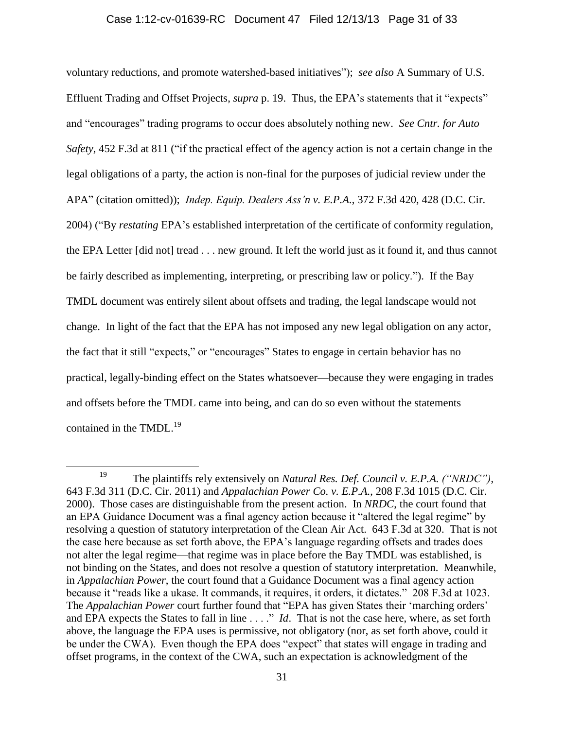voluntary reductions, and promote watershed-based initiatives"); *see also* A Summary of U.S. Effluent Trading and Offset Projects, *supra* p. 19. Thus, the EPA's statements that it "expects" and "encourages" trading programs to occur does absolutely nothing new. *See Cntr. for Auto Safety*, 452 F.3d at 811 ("if the practical effect of the agency action is not a certain change in the legal obligations of a party, the action is non-final for the purposes of judicial review under the APA" (citation omitted)); *Indep. Equip. Dealers Ass'n v. E.P.A.*, 372 F.3d 420, 428 (D.C. Cir. 2004) ("By *restating* EPA's established interpretation of the certificate of conformity regulation, the EPA Letter [did not] tread . . . new ground. It left the world just as it found it, and thus cannot be fairly described as implementing, interpreting, or prescribing law or policy."). If the Bay TMDL document was entirely silent about offsets and trading, the legal landscape would not change. In light of the fact that the EPA has not imposed any new legal obligation on any actor, the fact that it still "expects," or "encourages" States to engage in certain behavior has no practical, legally-binding effect on the States whatsoever—because they were engaging in trades and offsets before the TMDL came into being, and can do so even without the statements contained in the TMDL.[19]

---

[19] The plaintiffs rely extensively on *Natural Res. Def. Council v. E.P.A. ("NRDC")*, 643 F.3d 311 (D.C. Cir. 2011) and *Appalachian Power Co. v. E.P.A.*, 208 F.3d 1015 (D.C. Cir. 2000). Those cases are distinguishable from the present action. In *NRDC*, the court found that an EPA Guidance Document was a final agency action because it "altered the legal regime" by resolving a question of statutory interpretation of the Clean Air Act. 643 F.3d at 320. That is not the case here because as set forth above, the EPA's language regarding offsets and trades does not alter the legal regime—that regime was in place before the Bay TMDL was established, is not binding on the States, and does not resolve a question of statutory interpretation. Meanwhile, in *Appalachian Power*, the court found that a Guidance Document was a final agency action because it "reads like a ukase. It commands, it requires, it orders, it dictates." 208 F.3d at 1023. The *Appalachian Power* court further found that "EPA has given States their 'marching orders' and EPA expects the States to fall in line . . . ." *Id*. That is not the case here, where, as set forth above, the language the EPA uses is permissive, not obligatory (nor, as set forth above, could it be under the CWA). Even though the EPA does "expect" that states will engage in trading and offset programs, in the context of the CWA, such an expectation is acknowledgment of the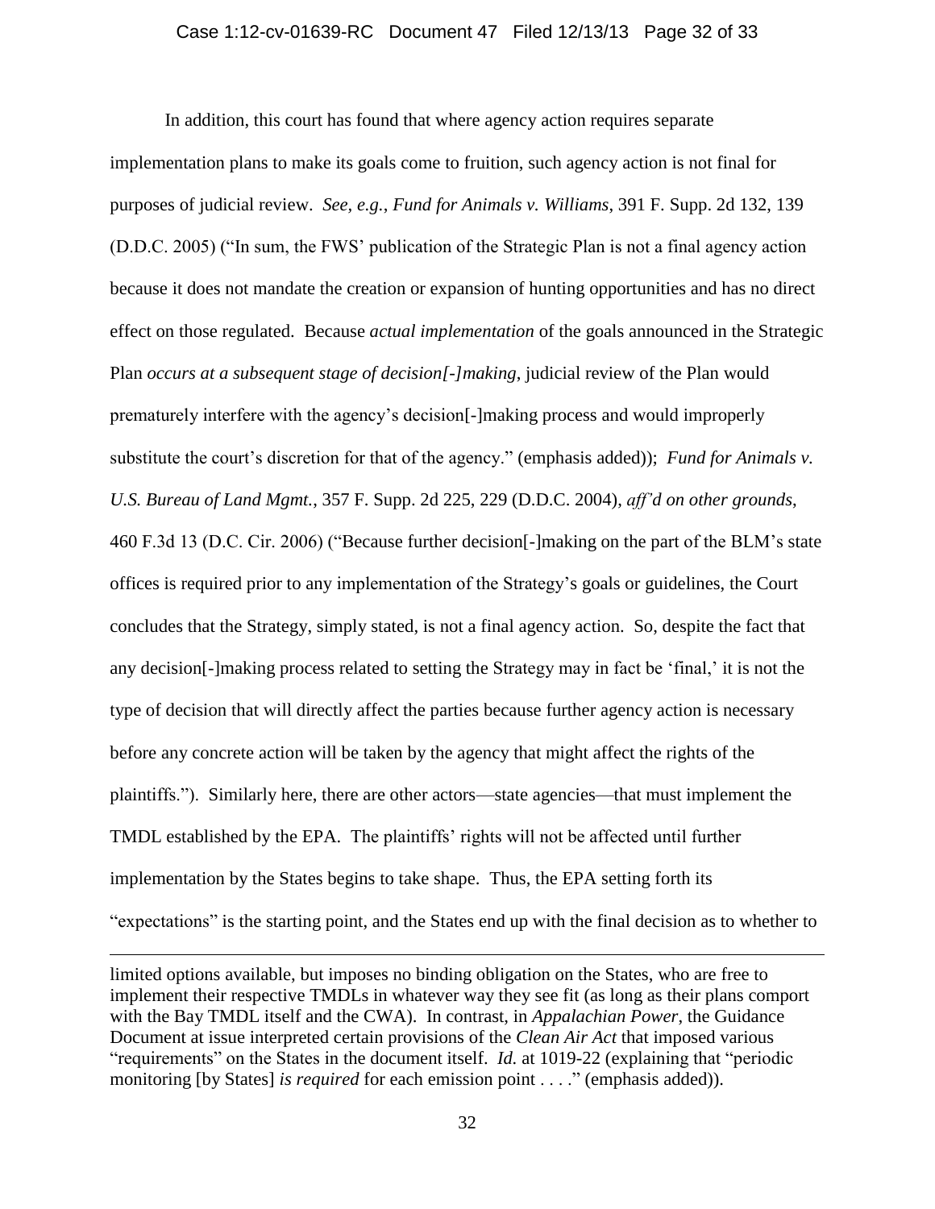In addition, this court has found that where agency action requires separate implementation plans to make its goals come to fruition, such agency action is not final for purposes of judicial review. *See, e.g.*, *Fund for Animals v. Williams*, 391 F. Supp. 2d 132, 139 (D.D.C. 2005) ("In sum, the FWS' publication of the Strategic Plan is not a final agency action because it does not mandate the creation or expansion of hunting opportunities and has no direct effect on those regulated. Because *actual implementation* of the goals announced in the Strategic Plan *occurs at a subsequent stage of decision[-]making*, judicial review of the Plan would prematurely interfere with the agency's decision[-]making process and would improperly substitute the court's discretion for that of the agency." (emphasis added)); *Fund for Animals v. U.S. Bureau of Land Mgmt.*, 357 F. Supp. 2d 225, 229 (D.D.C. 2004), *aff'd on other grounds*, 460 F.3d 13 (D.C. Cir. 2006) ("Because further decision[-]making on the part of the BLM's state offices is required prior to any implementation of the Strategy's goals or guidelines, the Court concludes that the Strategy, simply stated, is not a final agency action. So, despite the fact that any decision[-]making process related to setting the Strategy may in fact be 'final,' it is not the type of decision that will directly affect the parties because further agency action is necessary before any concrete action will be taken by the agency that might affect the rights of the plaintiffs."). Similarly here, there are other actors—state agencies—that must implement the TMDL established by the EPA. The plaintiffs' rights will not be affected until further implementation by the States begins to take shape. Thus, the EPA setting forth its "expectations" is the starting point, and the States end up with the final decision as to whether to

---

limited options available, but imposes no binding obligation on the States, who are free to implement their respective TMDLs in whatever way they see fit (as long as their plans comport with the Bay TMDL itself and the CWA). In contrast, in *Appalachian Power*, the Guidance Document at issue interpreted certain provisions of the *Clean Air Act* that imposed various "requirements" on the States in the document itself. *Id.* at 1019-22 (explaining that "periodic monitoring [by States] *is required* for each emission point . . . ." (emphasis added)).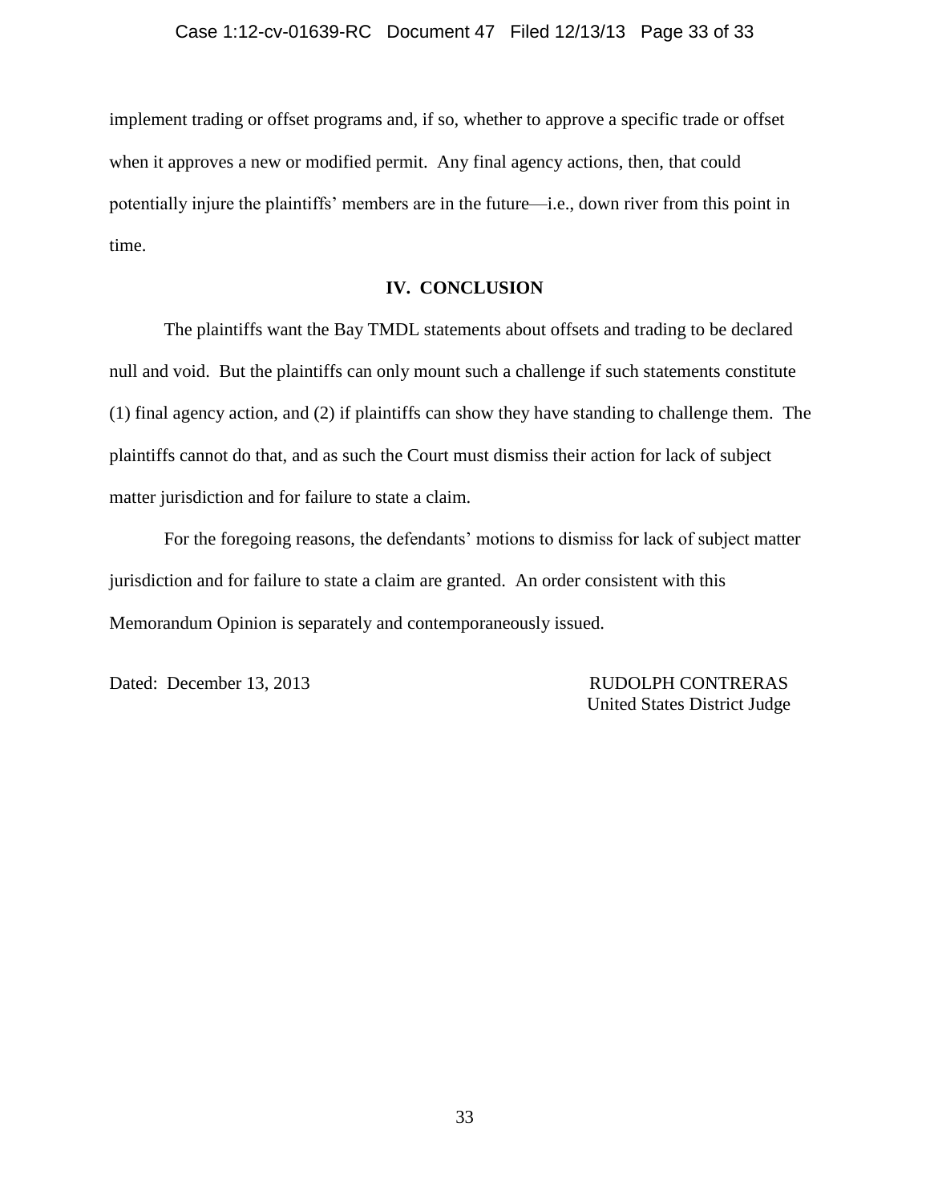implement trading or offset programs and, if so, whether to approve a specific trade or offset when it approves a new or modified permit. Any final agency actions, then, that could potentially injure the plaintiffs' members are in the future—i.e., down river from this point in time.

## IV. CONCLUSION

The plaintiffs want the Bay TMDL statements about offsets and trading to be declared null and void. But the plaintiffs can only mount such a challenge if such statements constitute (1) final agency action, and (2) if plaintiffs can show they have standing to challenge them. The plaintiffs cannot do that, and as such the Court must dismiss their action for lack of subject matter jurisdiction and for failure to state a claim.

For the foregoing reasons, the defendants' motions to dismiss for lack of subject matter jurisdiction and for failure to state a claim are granted. An order consistent with this Memorandum Opinion is separately and contemporaneously issued.

Dated: December 13, 2013

RUDOLPH CONTRERAS
United States District Judge